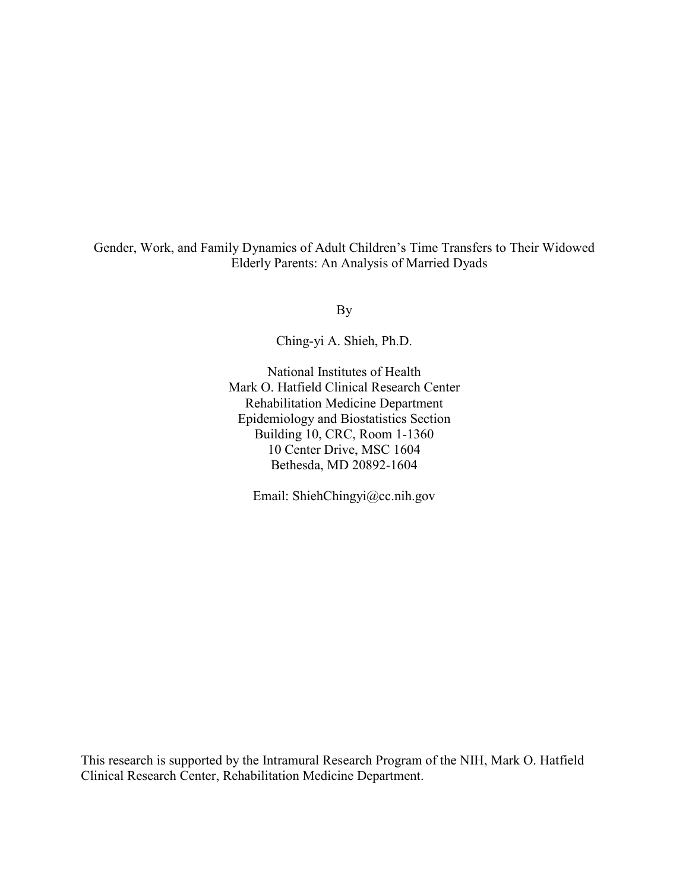# Gender, Work, and Family Dynamics of Adult Children's Time Transfers to Their Widowed Elderly Parents: An Analysis of Married Dyads

By

Ching-yi A. Shieh, Ph.D.

National Institutes of Health
Mark O. Hatfield Clinical Research Center
Rehabilitation Medicine Department
Epidemiology and Biostatistics Section
Building 10, CRC, Room 1-1360
10 Center Drive, MSC 1604
Bethesda, MD 20892-1604

Email: ShiehChingyi@cc.nih.gov

This research is supported by the Intramural Research Program of the NIH, Mark O. Hatfield Clinical Research Center, Rehabilitation Medicine Department.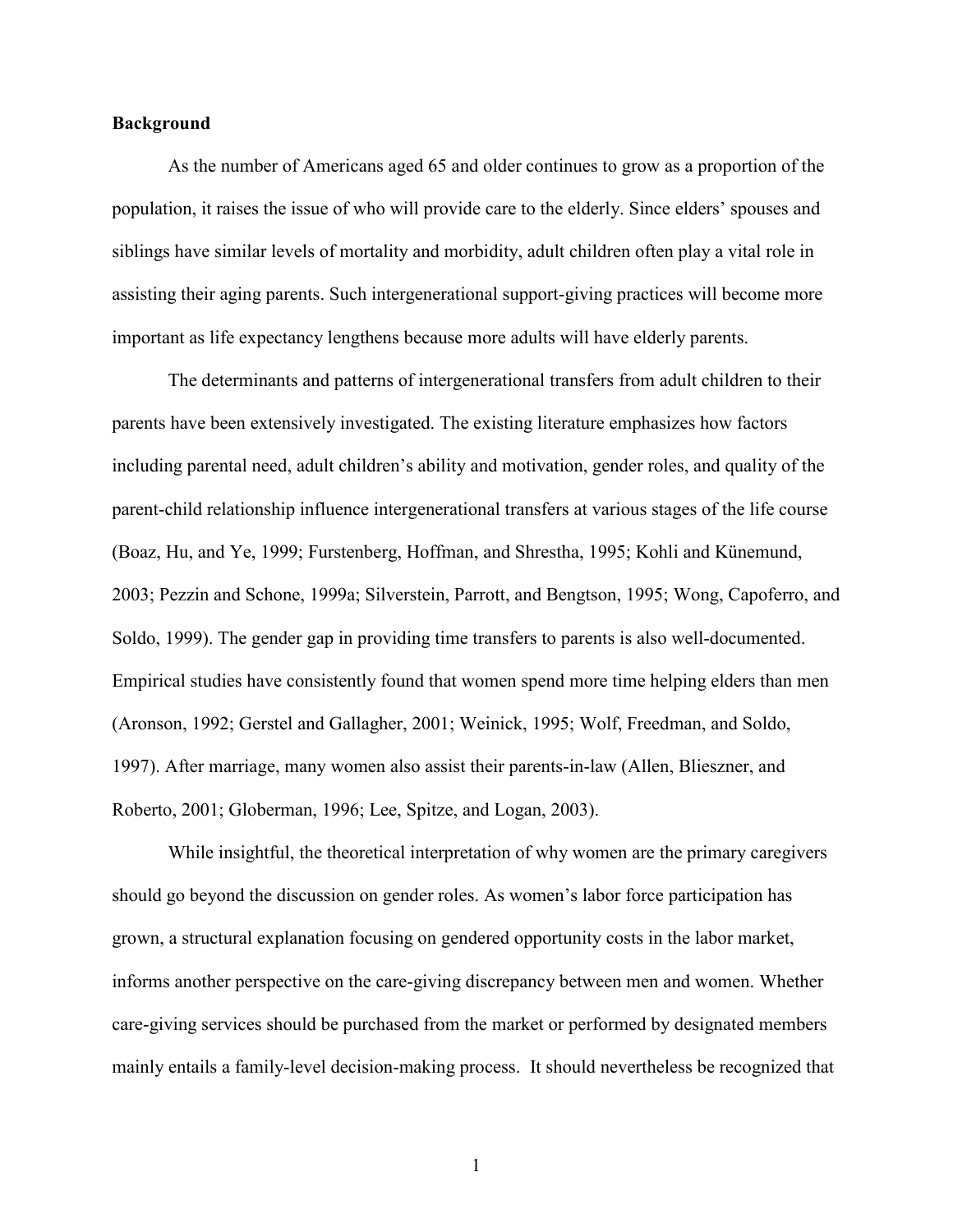**Background**

As the number of Americans aged 65 and older continues to grow as a proportion of the population, it raises the issue of who will provide care to the elderly. Since elders' spouses and siblings have similar levels of mortality and morbidity, adult children often play a vital role in assisting their aging parents. Such intergenerational support-giving practices will become more important as life expectancy lengthens because more adults will have elderly parents.

The determinants and patterns of intergenerational transfers from adult children to their parents have been extensively investigated. The existing literature emphasizes how factors including parental need, adult children's ability and motivation, gender roles, and quality of the parent-child relationship influence intergenerational transfers at various stages of the life course (Boaz, Hu, and Ye, 1999; Furstenberg, Hoffman, and Shrestha, 1995; Kohli and Künemund, 2003; Pezzin and Schone, 1999a; Silverstein, Parrott, and Bengtson, 1995; Wong, Capoferro, and Soldo, 1999). The gender gap in providing time transfers to parents is also well-documented. Empirical studies have consistently found that women spend more time helping elders than men (Aronson, 1992; Gerstel and Gallagher, 2001; Weinick, 1995; Wolf, Freedman, and Soldo, 1997). After marriage, many women also assist their parents-in-law (Allen, Blieszner, and Roberto, 2001; Globerman, 1996; Lee, Spitze, and Logan, 2003).

While insightful, the theoretical interpretation of why women are the primary caregivers should go beyond the discussion on gender roles. As women's labor force participation has grown, a structural explanation focusing on gendered opportunity costs in the labor market, informs another perspective on the care-giving discrepancy between men and women. Whether care-giving services should be purchased from the market or performed by designated members mainly entails a family-level decision-making process. It should nevertheless be recognized that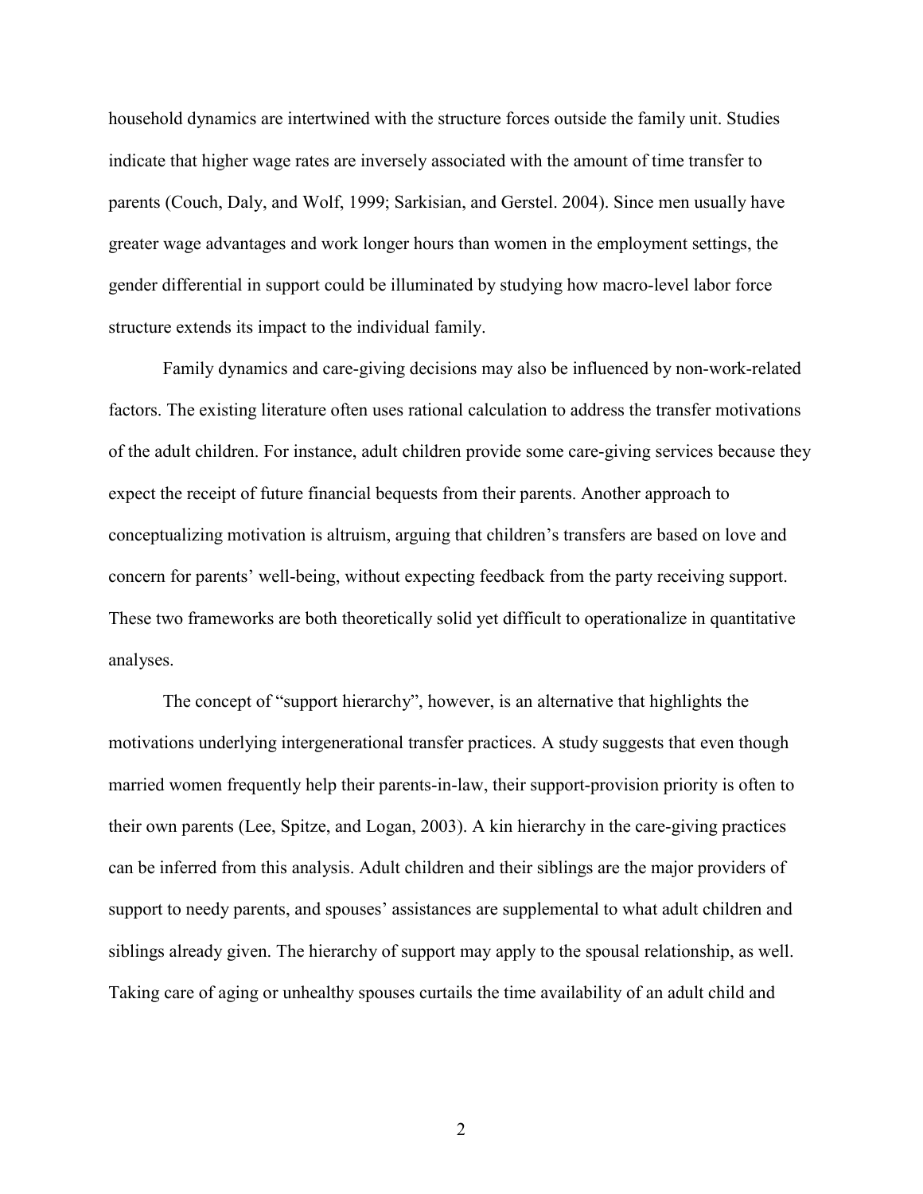household dynamics are intertwined with the structure forces outside the family unit. Studies indicate that higher wage rates are inversely associated with the amount of time transfer to parents (Couch, Daly, and Wolf, 1999; Sarkisian, and Gerstel. 2004). Since men usually have greater wage advantages and work longer hours than women in the employment settings, the gender differential in support could be illuminated by studying how macro-level labor force structure extends its impact to the individual family.

Family dynamics and care-giving decisions may also be influenced by non-work-related factors. The existing literature often uses rational calculation to address the transfer motivations of the adult children. For instance, adult children provide some care-giving services because they expect the receipt of future financial bequests from their parents. Another approach to conceptualizing motivation is altruism, arguing that children's transfers are based on love and concern for parents' well-being, without expecting feedback from the party receiving support. These two frameworks are both theoretically solid yet difficult to operationalize in quantitative analyses.

The concept of "support hierarchy", however, is an alternative that highlights the motivations underlying intergenerational transfer practices. A study suggests that even though married women frequently help their parents-in-law, their support-provision priority is often to their own parents (Lee, Spitze, and Logan, 2003). A kin hierarchy in the care-giving practices can be inferred from this analysis. Adult children and their siblings are the major providers of support to needy parents, and spouses' assistances are supplemental to what adult children and siblings already given. The hierarchy of support may apply to the spousal relationship, as well. Taking care of aging or unhealthy spouses curtails the time availability of an adult child and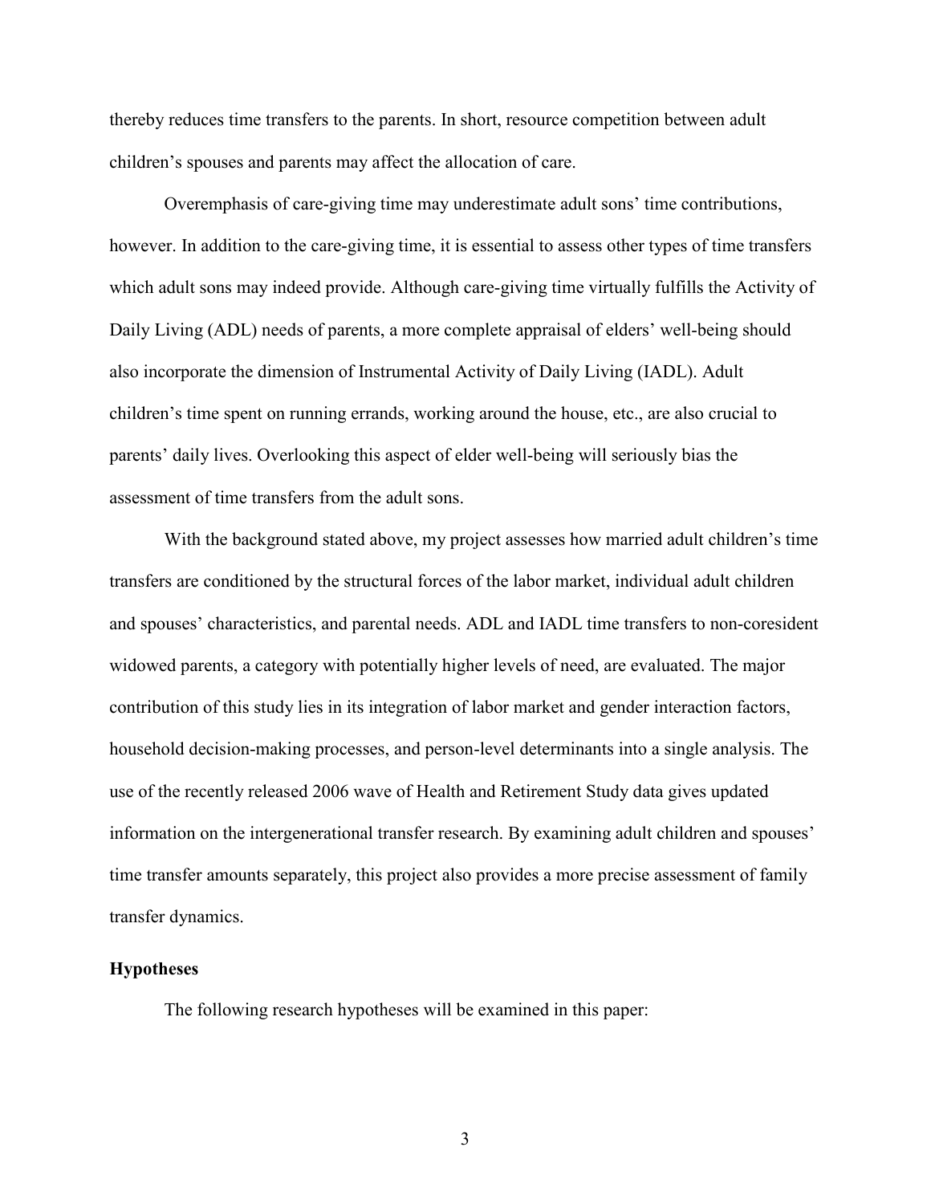thereby reduces time transfers to the parents. In short, resource competition between adult children's spouses and parents may affect the allocation of care.

Overemphasis of care-giving time may underestimate adult sons' time contributions, however. In addition to the care-giving time, it is essential to assess other types of time transfers which adult sons may indeed provide. Although care-giving time virtually fulfills the Activity of Daily Living (ADL) needs of parents, a more complete appraisal of elders' well-being should also incorporate the dimension of Instrumental Activity of Daily Living (IADL). Adult children's time spent on running errands, working around the house, etc., are also crucial to parents' daily lives. Overlooking this aspect of elder well-being will seriously bias the assessment of time transfers from the adult sons.

With the background stated above, my project assesses how married adult children's time transfers are conditioned by the structural forces of the labor market, individual adult children and spouses' characteristics, and parental needs. ADL and IADL time transfers to non-coresident widowed parents, a category with potentially higher levels of need, are evaluated. The major contribution of this study lies in its integration of labor market and gender interaction factors, household decision-making processes, and person-level determinants into a single analysis. The use of the recently released 2006 wave of Health and Retirement Study data gives updated information on the intergenerational transfer research. By examining adult children and spouses' time transfer amounts separately, this project also provides a more precise assessment of family transfer dynamics.

**Hypotheses**

The following research hypotheses will be examined in this paper: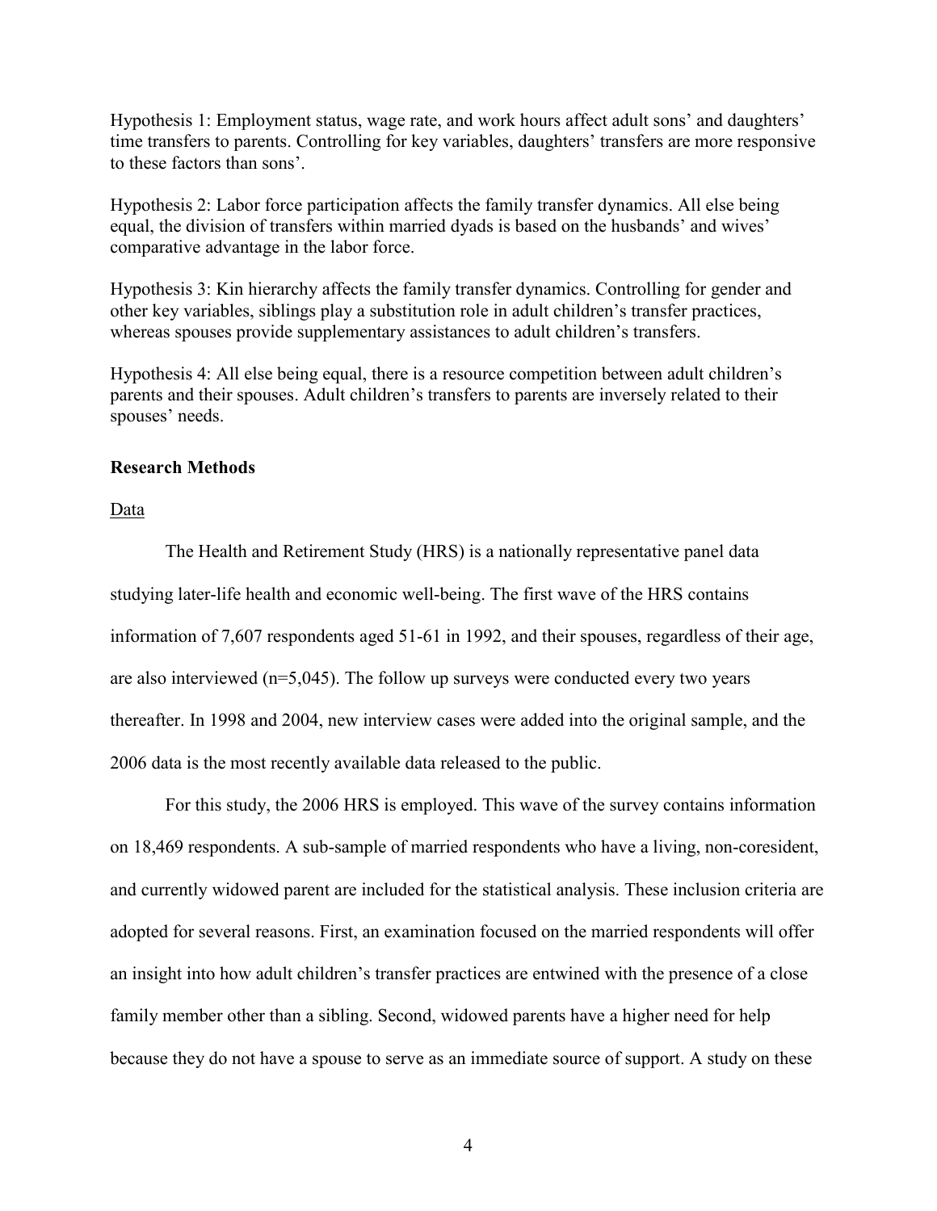Hypothesis 1: Employment status, wage rate, and work hours affect adult sons' and daughters' time transfers to parents. Controlling for key variables, daughters' transfers are more responsive to these factors than sons'.

Hypothesis 2: Labor force participation affects the family transfer dynamics. All else being equal, the division of transfers within married dyads is based on the husbands' and wives' comparative advantage in the labor force.

Hypothesis 3: Kin hierarchy affects the family transfer dynamics. Controlling for gender and other key variables, siblings play a substitution role in adult children's transfer practices, whereas spouses provide supplementary assistances to adult children's transfers.

Hypothesis 4: All else being equal, there is a resource competition between adult children's parents and their spouses. Adult children's transfers to parents are inversely related to their spouses' needs.

## Research Methods

### Data

The Health and Retirement Study (HRS) is a nationally representative panel data studying later-life health and economic well-being. The first wave of the HRS contains information of 7,607 respondents aged 51-61 in 1992, and their spouses, regardless of their age, are also interviewed (n=5,045). The follow up surveys were conducted every two years thereafter. In 1998 and 2004, new interview cases were added into the original sample, and the 2006 data is the most recently available data released to the public.

For this study, the 2006 HRS is employed. This wave of the survey contains information on 18,469 respondents. A sub-sample of married respondents who have a living, non-coresident, and currently widowed parent are included for the statistical analysis. These inclusion criteria are adopted for several reasons. First, an examination focused on the married respondents will offer an insight into how adult children's transfer practices are entwined with the presence of a close family member other than a sibling. Second, widowed parents have a higher need for help because they do not have a spouse to serve as an immediate source of support. A study on these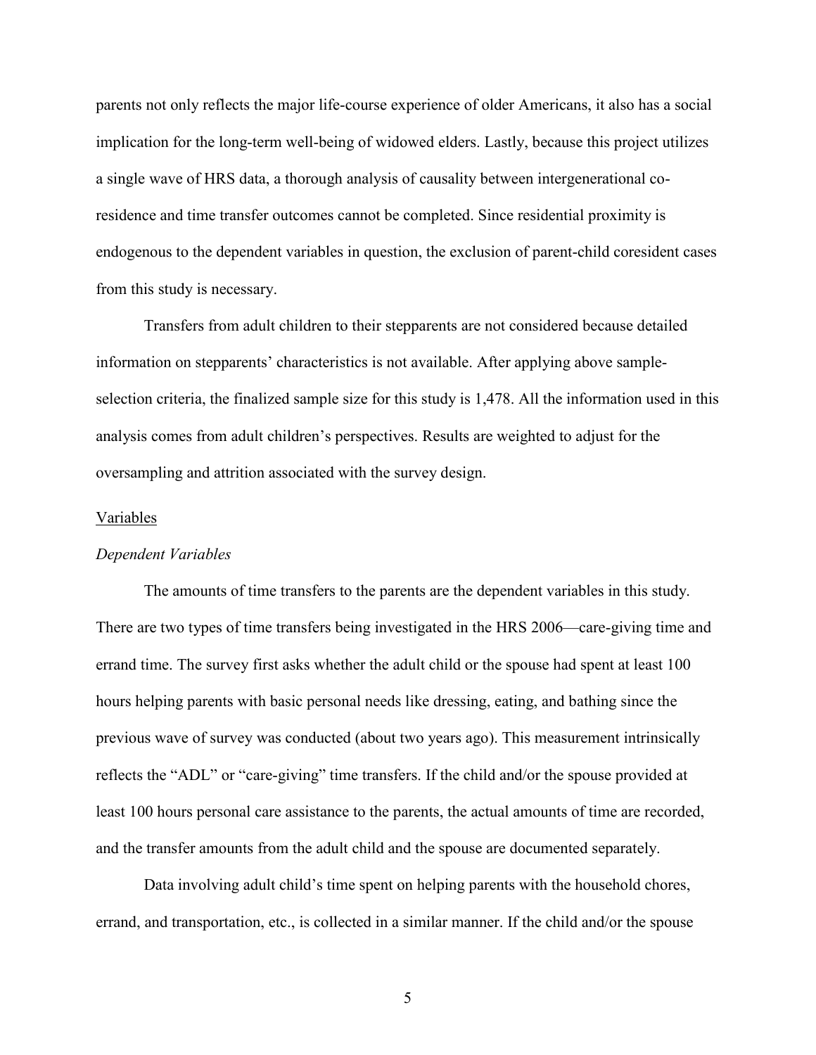parents not only reflects the major life-course experience of older Americans, it also has a social implication for the long-term well-being of widowed elders. Lastly, because this project utilizes a single wave of HRS data, a thorough analysis of causality between intergenerational co-residence and time transfer outcomes cannot be completed. Since residential proximity is endogenous to the dependent variables in question, the exclusion of parent-child coresident cases from this study is necessary.

Transfers from adult children to their stepparents are not considered because detailed information on stepparents' characteristics is not available. After applying above sample-selection criteria, the finalized sample size for this study is 1,478. All the information used in this analysis comes from adult children's perspectives. Results are weighted to adjust for the oversampling and attrition associated with the survey design.

<u>Variables</u>

*Dependent Variables*

The amounts of time transfers to the parents are the dependent variables in this study. There are two types of time transfers being investigated in the HRS 2006—care-giving time and errand time. The survey first asks whether the adult child or the spouse had spent at least 100 hours helping parents with basic personal needs like dressing, eating, and bathing since the previous wave of survey was conducted (about two years ago). This measurement intrinsically reflects the "ADL" or "care-giving" time transfers. If the child and/or the spouse provided at least 100 hours personal care assistance to the parents, the actual amounts of time are recorded, and the transfer amounts from the adult child and the spouse are documented separately.

Data involving adult child's time spent on helping parents with the household chores, errand, and transportation, etc., is collected in a similar manner. If the child and/or the spouse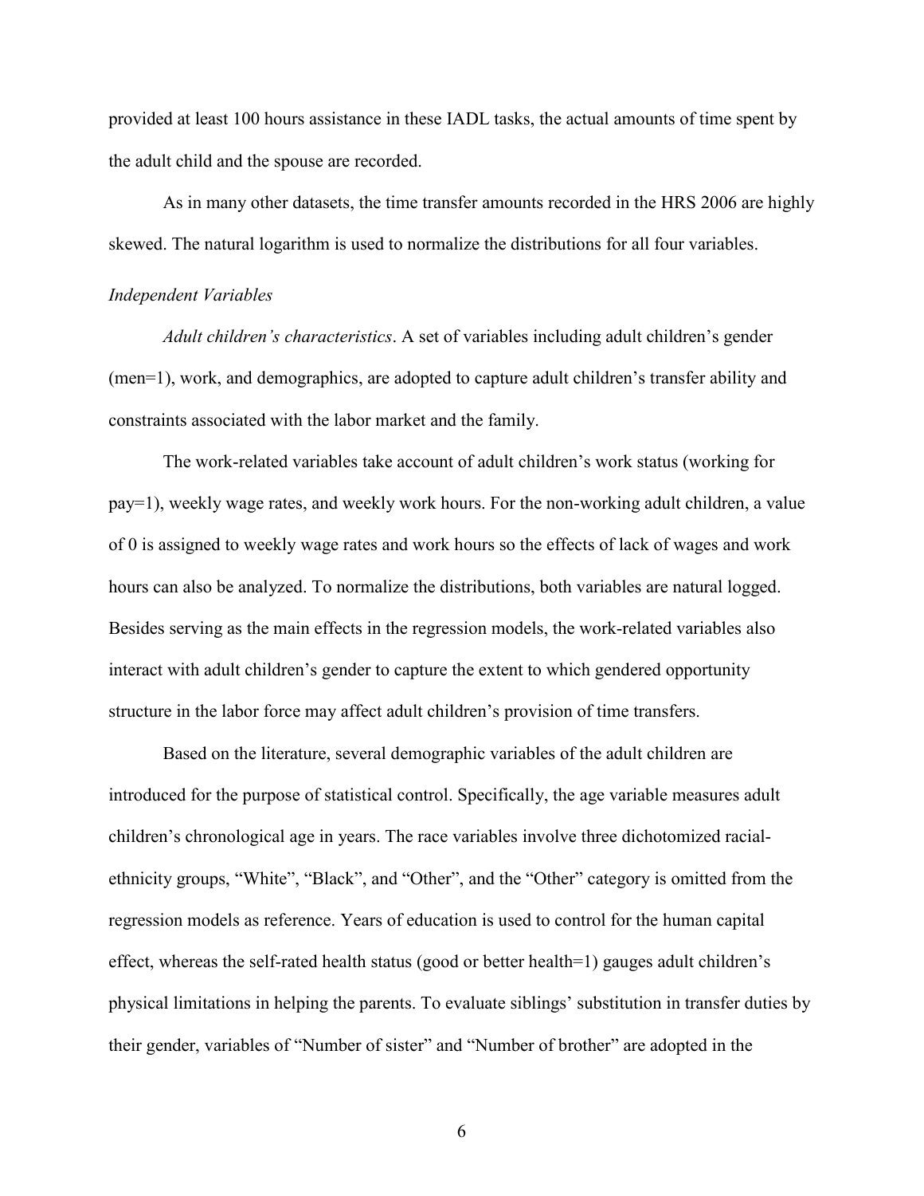provided at least 100 hours assistance in these IADL tasks, the actual amounts of time spent by the adult child and the spouse are recorded.

As in many other datasets, the time transfer amounts recorded in the HRS 2006 are highly skewed. The natural logarithm is used to normalize the distributions for all four variables.

*Independent Variables*

*Adult children's characteristics*. A set of variables including adult children's gender (men=1), work, and demographics, are adopted to capture adult children's transfer ability and constraints associated with the labor market and the family.

The work-related variables take account of adult children's work status (working for pay=1), weekly wage rates, and weekly work hours. For the non-working adult children, a value of 0 is assigned to weekly wage rates and work hours so the effects of lack of wages and work hours can also be analyzed. To normalize the distributions, both variables are natural logged. Besides serving as the main effects in the regression models, the work-related variables also interact with adult children's gender to capture the extent to which gendered opportunity structure in the labor force may affect adult children's provision of time transfers.

Based on the literature, several demographic variables of the adult children are introduced for the purpose of statistical control. Specifically, the age variable measures adult children's chronological age in years. The race variables involve three dichotomized racial-ethnicity groups, "White", "Black", and "Other", and the "Other" category is omitted from the regression models as reference. Years of education is used to control for the human capital effect, whereas the self-rated health status (good or better health=1) gauges adult children's physical limitations in helping the parents. To evaluate siblings' substitution in transfer duties by their gender, variables of "Number of sister" and "Number of brother" are adopted in the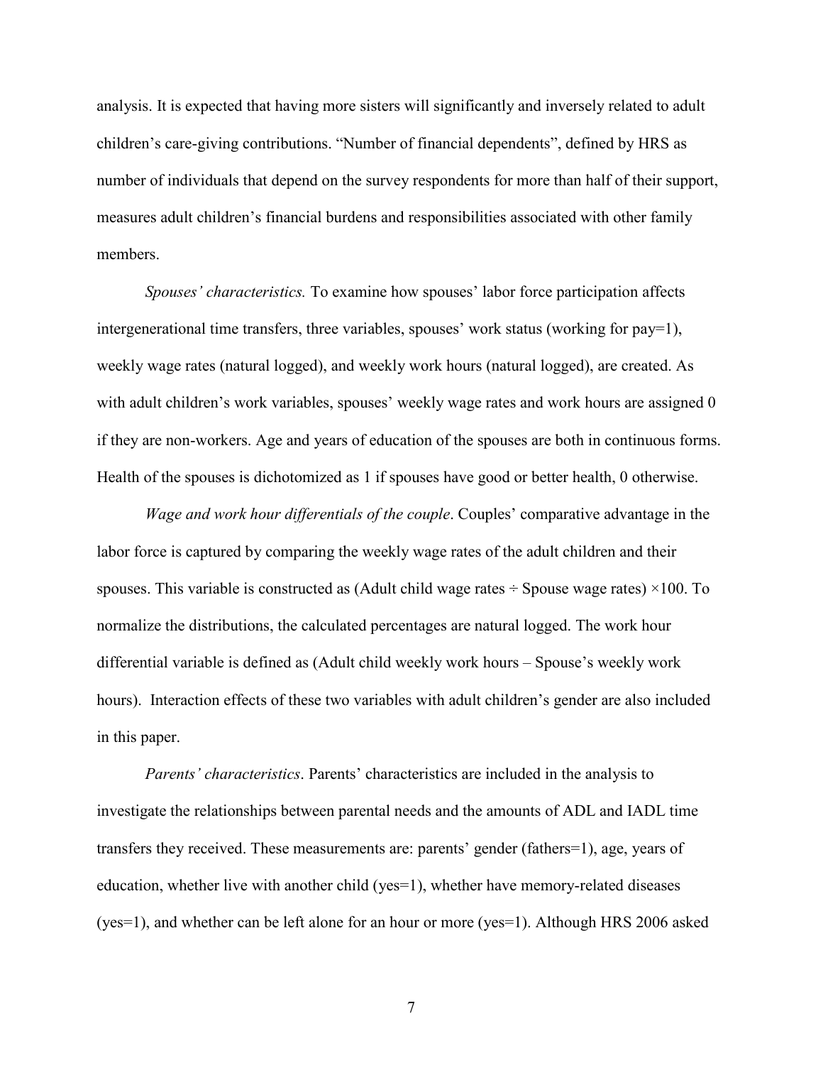analysis. It is expected that having more sisters will significantly and inversely related to adult children's care-giving contributions. "Number of financial dependents", defined by HRS as number of individuals that depend on the survey respondents for more than half of their support, measures adult children's financial burdens and responsibilities associated with other family members.

*Spouses' characteristics.* To examine how spouses' labor force participation affects intergenerational time transfers, three variables, spouses' work status (working for pay=1), weekly wage rates (natural logged), and weekly work hours (natural logged), are created. As with adult children's work variables, spouses' weekly wage rates and work hours are assigned 0 if they are non-workers. Age and years of education of the spouses are both in continuous forms. Health of the spouses is dichotomized as 1 if spouses have good or better health, 0 otherwise.

*Wage and work hour differentials of the couple*. Couples' comparative advantage in the labor force is captured by comparing the weekly wage rates of the adult children and their spouses. This variable is constructed as (Adult child wage rates ÷ Spouse wage rates) ×100. To normalize the distributions, the calculated percentages are natural logged. The work hour differential variable is defined as (Adult child weekly work hours – Spouse's weekly work hours). Interaction effects of these two variables with adult children's gender are also included in this paper.

*Parents' characteristics*. Parents' characteristics are included in the analysis to investigate the relationships between parental needs and the amounts of ADL and IADL time transfers they received. These measurements are: parents' gender (fathers=1), age, years of education, whether live with another child (yes=1), whether have memory-related diseases (yes=1), and whether can be left alone for an hour or more (yes=1). Although HRS 2006 asked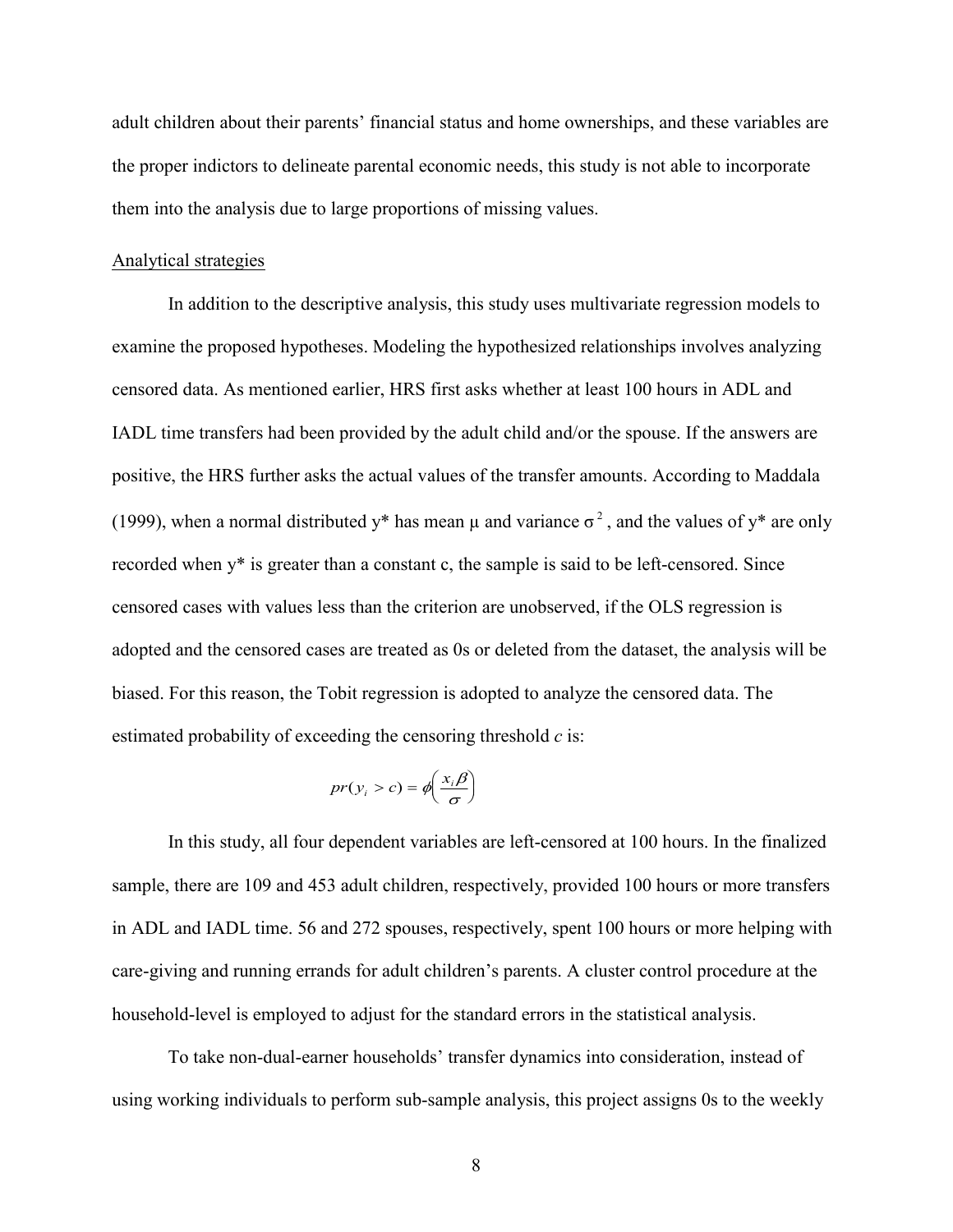adult children about their parents' financial status and home ownerships, and these variables are the proper indictors to delineate parental economic needs, this study is not able to incorporate them into the analysis due to large proportions of missing values.

Analytical strategies

In addition to the descriptive analysis, this study uses multivariate regression models to examine the proposed hypotheses. Modeling the hypothesized relationships involves analyzing censored data. As mentioned earlier, HRS first asks whether at least 100 hours in ADL and IADL time transfers had been provided by the adult child and/or the spouse. If the answers are positive, the HRS further asks the actual values of the transfer amounts. According to Maddala (1999), when a normal distributed y* has mean $\mu$ and variance $\sigma^2$, and the values of y* are only recorded when y* is greater than a constant c, the sample is said to be left-censored. Since censored cases with values less than the criterion are unobserved, if the OLS regression is adopted and the censored cases are treated as 0s or deleted from the dataset, the analysis will be biased. For this reason, the Tobit regression is adopted to analyze the censored data. The estimated probability of exceeding the censoring threshold *c* is:

$$pr(y_i > c) = \phi\left(\frac{x_i\beta}{\sigma}\right)$$

In this study, all four dependent variables are left-censored at 100 hours. In the finalized sample, there are 109 and 453 adult children, respectively, provided 100 hours or more transfers in ADL and IADL time. 56 and 272 spouses, respectively, spent 100 hours or more helping with care-giving and running errands for adult children's parents. A cluster control procedure at the household-level is employed to adjust for the standard errors in the statistical analysis.

To take non-dual-earner households' transfer dynamics into consideration, instead of using working individuals to perform sub-sample analysis, this project assigns 0s to the weekly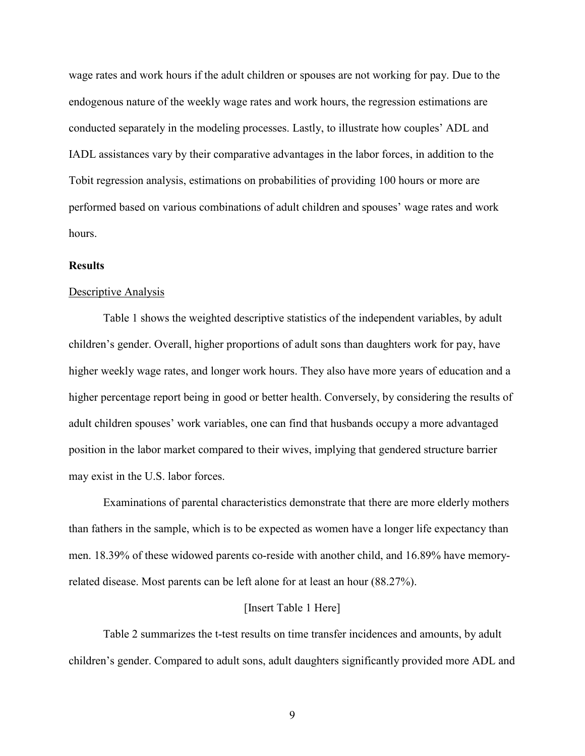wage rates and work hours if the adult children or spouses are not working for pay. Due to the endogenous nature of the weekly wage rates and work hours, the regression estimations are conducted separately in the modeling processes. Lastly, to illustrate how couples' ADL and IADL assistances vary by their comparative advantages in the labor forces, in addition to the Tobit regression analysis, estimations on probabilities of providing 100 hours or more are performed based on various combinations of adult children and spouses' wage rates and work hours.

## Results

### Descriptive Analysis

Table 1 shows the weighted descriptive statistics of the independent variables, by adult children's gender. Overall, higher proportions of adult sons than daughters work for pay, have higher weekly wage rates, and longer work hours. They also have more years of education and a higher percentage report being in good or better health. Conversely, by considering the results of adult children spouses' work variables, one can find that husbands occupy a more advantaged position in the labor market compared to their wives, implying that gendered structure barrier may exist in the U.S. labor forces.

Examinations of parental characteristics demonstrate that there are more elderly mothers than fathers in the sample, which is to be expected as women have a longer life expectancy than men. 18.39% of these widowed parents co-reside with another child, and 16.89% have memory-related disease. Most parents can be left alone for at least an hour (88.27%).

[Insert Table 1 Here]

Table 2 summarizes the t-test results on time transfer incidences and amounts, by adult children's gender. Compared to adult sons, adult daughters significantly provided more ADL and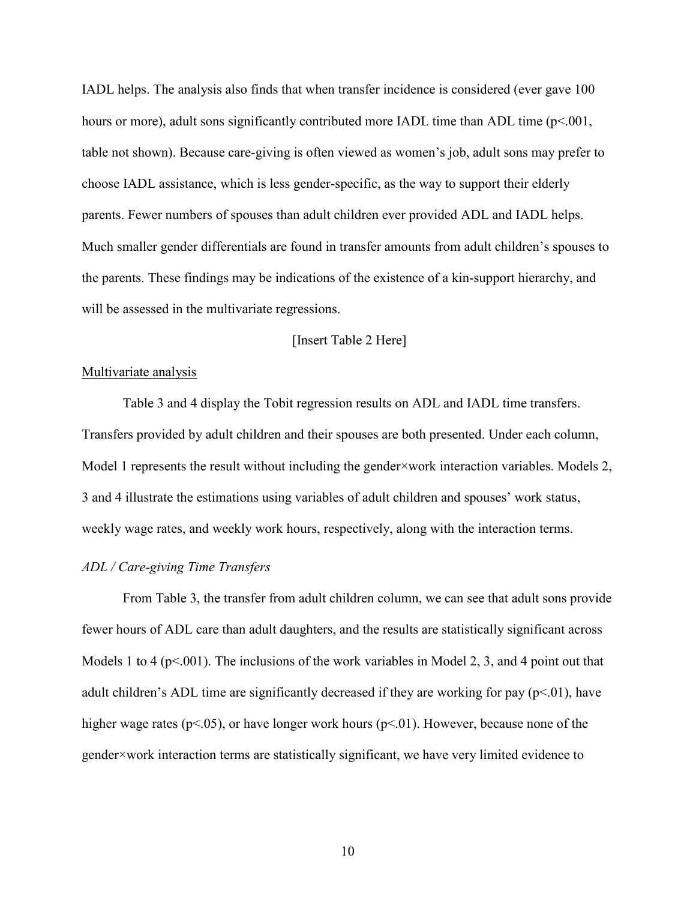IADL helps. The analysis also finds that when transfer incidence is considered (ever gave 100 hours or more), adult sons significantly contributed more IADL time than ADL time ($p<.001$, table not shown). Because care-giving is often viewed as women's job, adult sons may prefer to choose IADL assistance, which is less gender-specific, as the way to support their elderly parents. Fewer numbers of spouses than adult children ever provided ADL and IADL helps. Much smaller gender differentials are found in transfer amounts from adult children's spouses to the parents. These findings may be indications of the existence of a kin-support hierarchy, and will be assessed in the multivariate regressions.

[Insert Table 2 Here]

Multivariate analysis

Table 3 and 4 display the Tobit regression results on ADL and IADL time transfers. Transfers provided by adult children and their spouses are both presented. Under each column, Model 1 represents the result without including the gender×work interaction variables. Models 2, 3 and 4 illustrate the estimations using variables of adult children and spouses' work status, weekly wage rates, and weekly work hours, respectively, along with the interaction terms.

*ADL / Care-giving Time Transfers*

From Table 3, the transfer from adult children column, we can see that adult sons provide fewer hours of ADL care than adult daughters, and the results are statistically significant across Models 1 to 4 ($p<.001$). The inclusions of the work variables in Model 2, 3, and 4 point out that adult children's ADL time are significantly decreased if they are working for pay ($p<.01$), have higher wage rates ($p<.05$), or have longer work hours ($p<.01$). However, because none of the gender×work interaction terms are statistically significant, we have very limited evidence to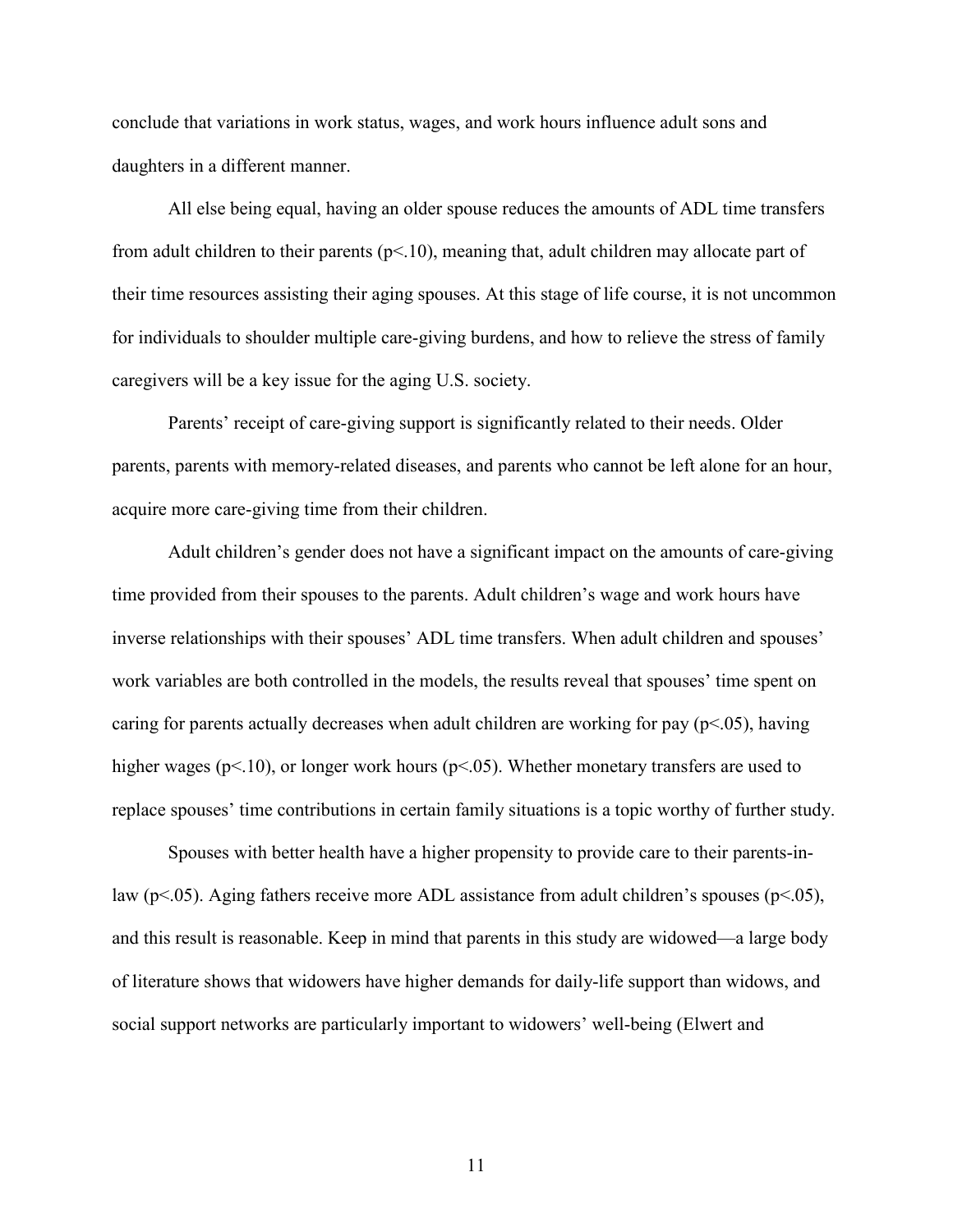conclude that variations in work status, wages, and work hours influence adult sons and daughters in a different manner.

All else being equal, having an older spouse reduces the amounts of ADL time transfers from adult children to their parents ($p<.10$), meaning that, adult children may allocate part of their time resources assisting their aging spouses. At this stage of life course, it is not uncommon for individuals to shoulder multiple care-giving burdens, and how to relieve the stress of family caregivers will be a key issue for the aging U.S. society.

Parents' receipt of care-giving support is significantly related to their needs. Older parents, parents with memory-related diseases, and parents who cannot be left alone for an hour, acquire more care-giving time from their children.

Adult children's gender does not have a significant impact on the amounts of care-giving time provided from their spouses to the parents. Adult children's wage and work hours have inverse relationships with their spouses' ADL time transfers. When adult children and spouses' work variables are both controlled in the models, the results reveal that spouses' time spent on caring for parents actually decreases when adult children are working for pay ($p<.05$), having higher wages ($p<.10$), or longer work hours ($p<.05$). Whether monetary transfers are used to replace spouses' time contributions in certain family situations is a topic worthy of further study.

Spouses with better health have a higher propensity to provide care to their parents-in-law ($p<.05$). Aging fathers receive more ADL assistance from adult children's spouses ($p<.05$), and this result is reasonable. Keep in mind that parents in this study are widowed—a large body of literature shows that widowers have higher demands for daily-life support than widows, and social support networks are particularly important to widowers' well-being (Elwert and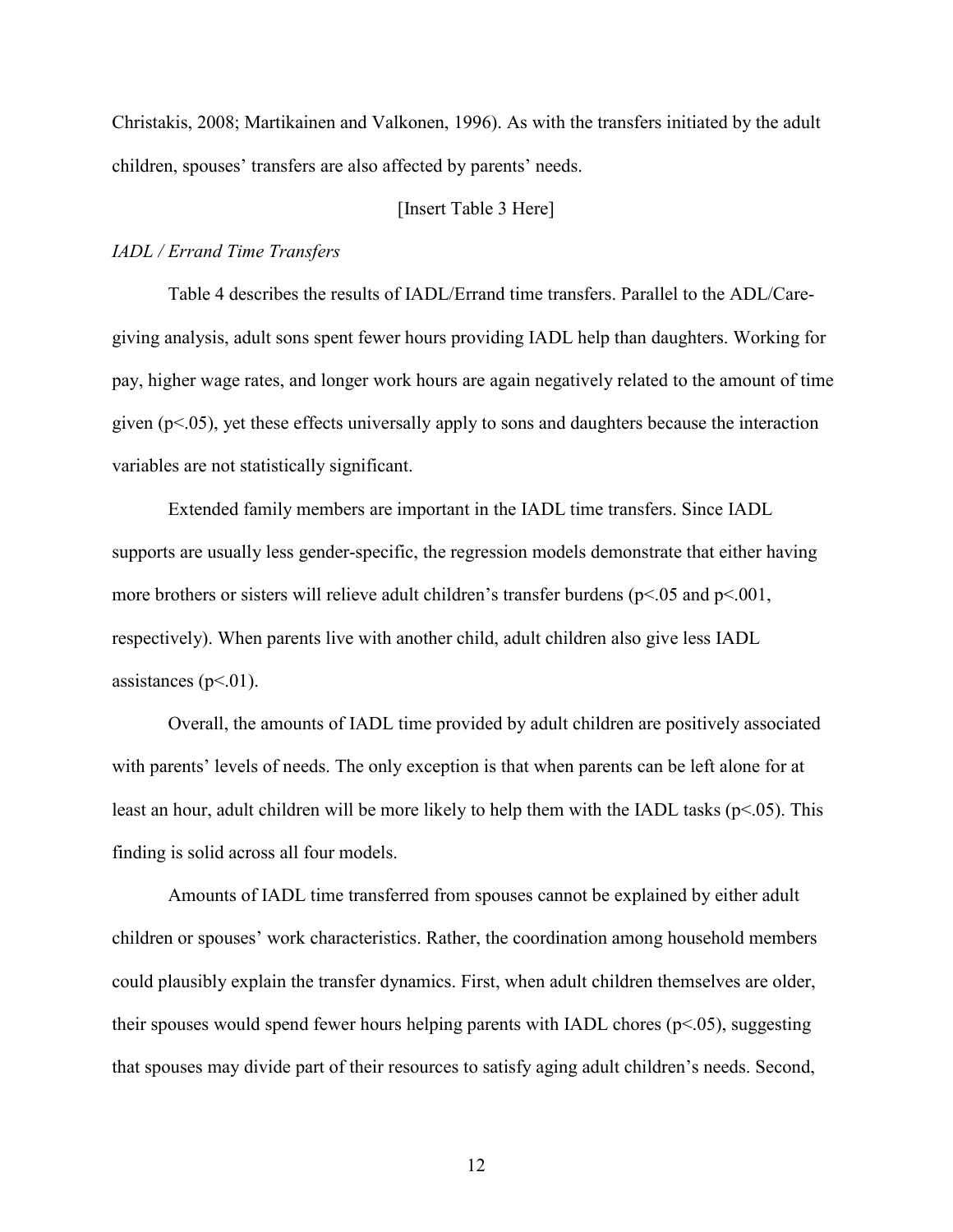Christakis, 2008; Martikainen and Valkonen, 1996). As with the transfers initiated by the adult children, spouses' transfers are also affected by parents' needs.

[Insert Table 3 Here]

*IADL / Errand Time Transfers*

Table 4 describes the results of IADL/Errand time transfers. Parallel to the ADL/Care-giving analysis, adult sons spent fewer hours providing IADL help than daughters. Working for pay, higher wage rates, and longer work hours are again negatively related to the amount of time given ($p<.05$), yet these effects universally apply to sons and daughters because the interaction variables are not statistically significant.

Extended family members are important in the IADL time transfers. Since IADL supports are usually less gender-specific, the regression models demonstrate that either having more brothers or sisters will relieve adult children's transfer burdens ($p<.05$ and $p<.001$, respectively). When parents live with another child, adult children also give less IADL assistances ($p<.01$).

Overall, the amounts of IADL time provided by adult children are positively associated with parents' levels of needs. The only exception is that when parents can be left alone for at least an hour, adult children will be more likely to help them with the IADL tasks ($p<.05$). This finding is solid across all four models.

Amounts of IADL time transferred from spouses cannot be explained by either adult children or spouses' work characteristics. Rather, the coordination among household members could plausibly explain the transfer dynamics. First, when adult children themselves are older, their spouses would spend fewer hours helping parents with IADL chores ($p<.05$), suggesting that spouses may divide part of their resources to satisfy aging adult children's needs. Second,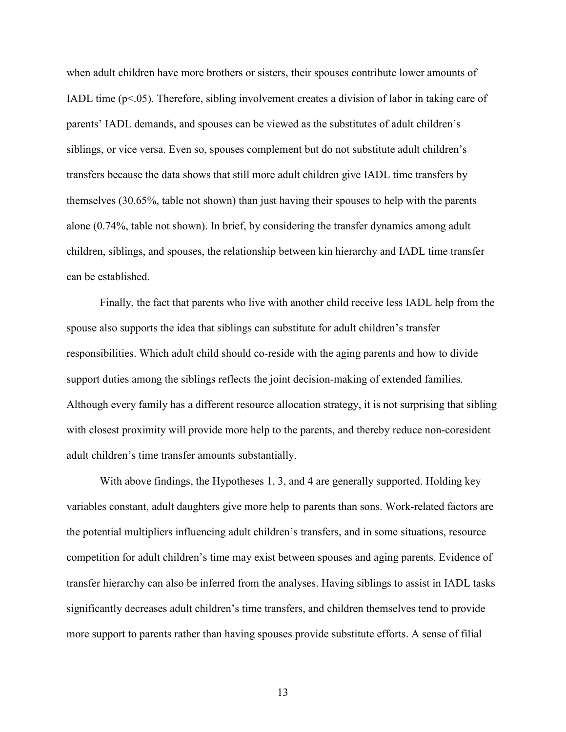when adult children have more brothers or sisters, their spouses contribute lower amounts of IADL time ($p<.05$). Therefore, sibling involvement creates a division of labor in taking care of parents' IADL demands, and spouses can be viewed as the substitutes of adult children's siblings, or vice versa. Even so, spouses complement but do not substitute adult children's transfers because the data shows that still more adult children give IADL time transfers by themselves (30.65%, table not shown) than just having their spouses to help with the parents alone (0.74%, table not shown). In brief, by considering the transfer dynamics among adult children, siblings, and spouses, the relationship between kin hierarchy and IADL time transfer can be established.

Finally, the fact that parents who live with another child receive less IADL help from the spouse also supports the idea that siblings can substitute for adult children's transfer responsibilities. Which adult child should co-reside with the aging parents and how to divide support duties among the siblings reflects the joint decision-making of extended families. Although every family has a different resource allocation strategy, it is not surprising that sibling with closest proximity will provide more help to the parents, and thereby reduce non-coresident adult children's time transfer amounts substantially.

With above findings, the Hypotheses 1, 3, and 4 are generally supported. Holding key variables constant, adult daughters give more help to parents than sons. Work-related factors are the potential multipliers influencing adult children's transfers, and in some situations, resource competition for adult children's time may exist between spouses and aging parents. Evidence of transfer hierarchy can also be inferred from the analyses. Having siblings to assist in IADL tasks significantly decreases adult children's time transfers, and children themselves tend to provide more support to parents rather than having spouses provide substitute efforts. A sense of filial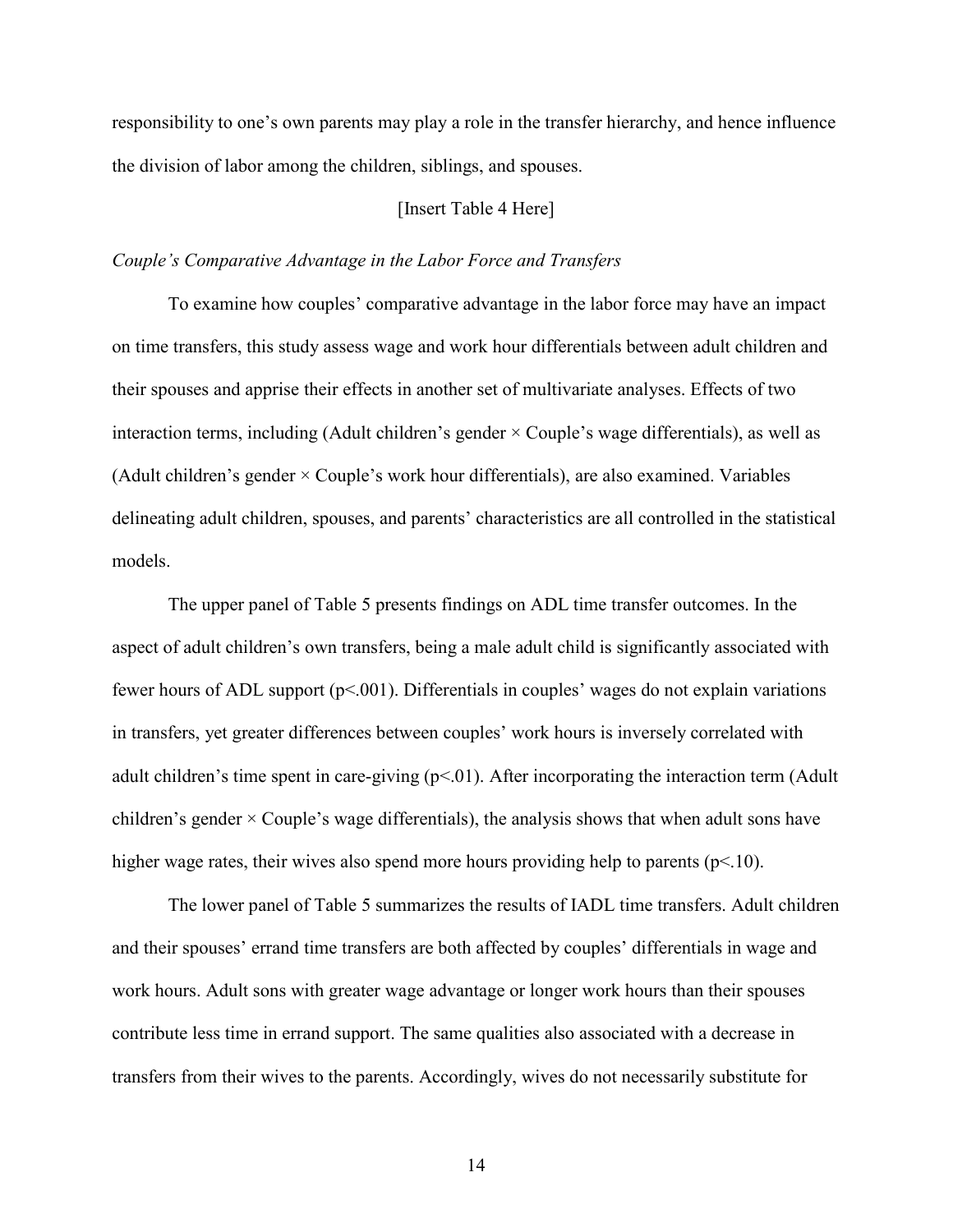responsibility to one's own parents may play a role in the transfer hierarchy, and hence influence the division of labor among the children, siblings, and spouses.

[Insert Table 4 Here]

*Couple's Comparative Advantage in the Labor Force and Transfers*

To examine how couples' comparative advantage in the labor force may have an impact on time transfers, this study assess wage and work hour differentials between adult children and their spouses and apprise their effects in another set of multivariate analyses. Effects of two interaction terms, including (Adult children's gender × Couple's wage differentials), as well as (Adult children's gender × Couple's work hour differentials), are also examined. Variables delineating adult children, spouses, and parents' characteristics are all controlled in the statistical models.

The upper panel of Table 5 presents findings on ADL time transfer outcomes. In the aspect of adult children's own transfers, being a male adult child is significantly associated with fewer hours of ADL support ($p<.001$). Differentials in couples' wages do not explain variations in transfers, yet greater differences between couples' work hours is inversely correlated with adult children's time spent in care-giving ($p<.01$). After incorporating the interaction term (Adult children's gender × Couple's wage differentials), the analysis shows that when adult sons have higher wage rates, their wives also spend more hours providing help to parents ($p<.10$).

The lower panel of Table 5 summarizes the results of IADL time transfers. Adult children and their spouses' errand time transfers are both affected by couples' differentials in wage and work hours. Adult sons with greater wage advantage or longer work hours than their spouses contribute less time in errand support. The same qualities also associated with a decrease in transfers from their wives to the parents. Accordingly, wives do not necessarily substitute for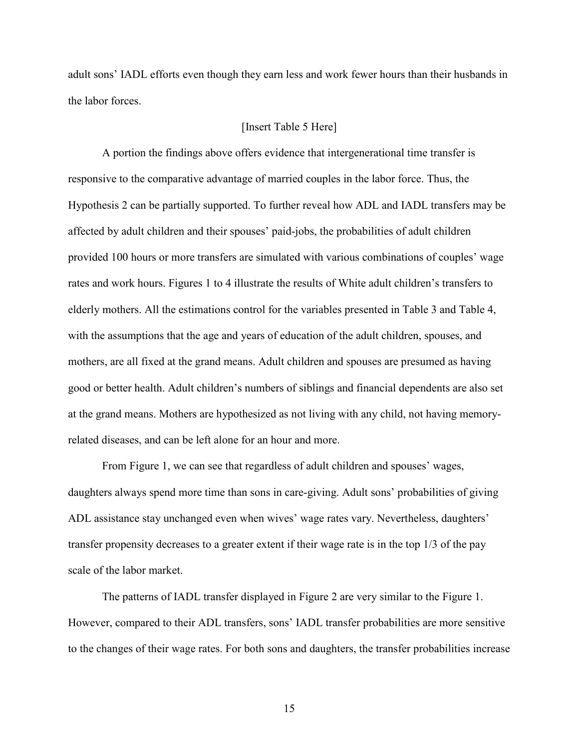adult sons' IADL efforts even though they earn less and work fewer hours than their husbands in the labor forces.

[Insert Table 5 Here]

A portion the findings above offers evidence that intergenerational time transfer is responsive to the comparative advantage of married couples in the labor force. Thus, the Hypothesis 2 can be partially supported. To further reveal how ADL and IADL transfers may be affected by adult children and their spouses' paid-jobs, the probabilities of adult children provided 100 hours or more transfers are simulated with various combinations of couples' wage rates and work hours. Figures 1 to 4 illustrate the results of White adult children's transfers to elderly mothers. All the estimations control for the variables presented in Table 3 and Table 4, with the assumptions that the age and years of education of the adult children, spouses, and mothers, are all fixed at the grand means. Adult children and spouses are presumed as having good or better health. Adult children's numbers of siblings and financial dependents are also set at the grand means. Mothers are hypothesized as not living with any child, not having memory-related diseases, and can be left alone for an hour and more.

From Figure 1, we can see that regardless of adult children and spouses' wages, daughters always spend more time than sons in care-giving. Adult sons' probabilities of giving ADL assistance stay unchanged even when wives' wage rates vary. Nevertheless, daughters' transfer propensity decreases to a greater extent if their wage rate is in the top 1/3 of the pay scale of the labor market.

The patterns of IADL transfer displayed in Figure 2 are very similar to the Figure 1. However, compared to their ADL transfers, sons' IADL transfer probabilities are more sensitive to the changes of their wage rates. For both sons and daughters, the transfer probabilities increase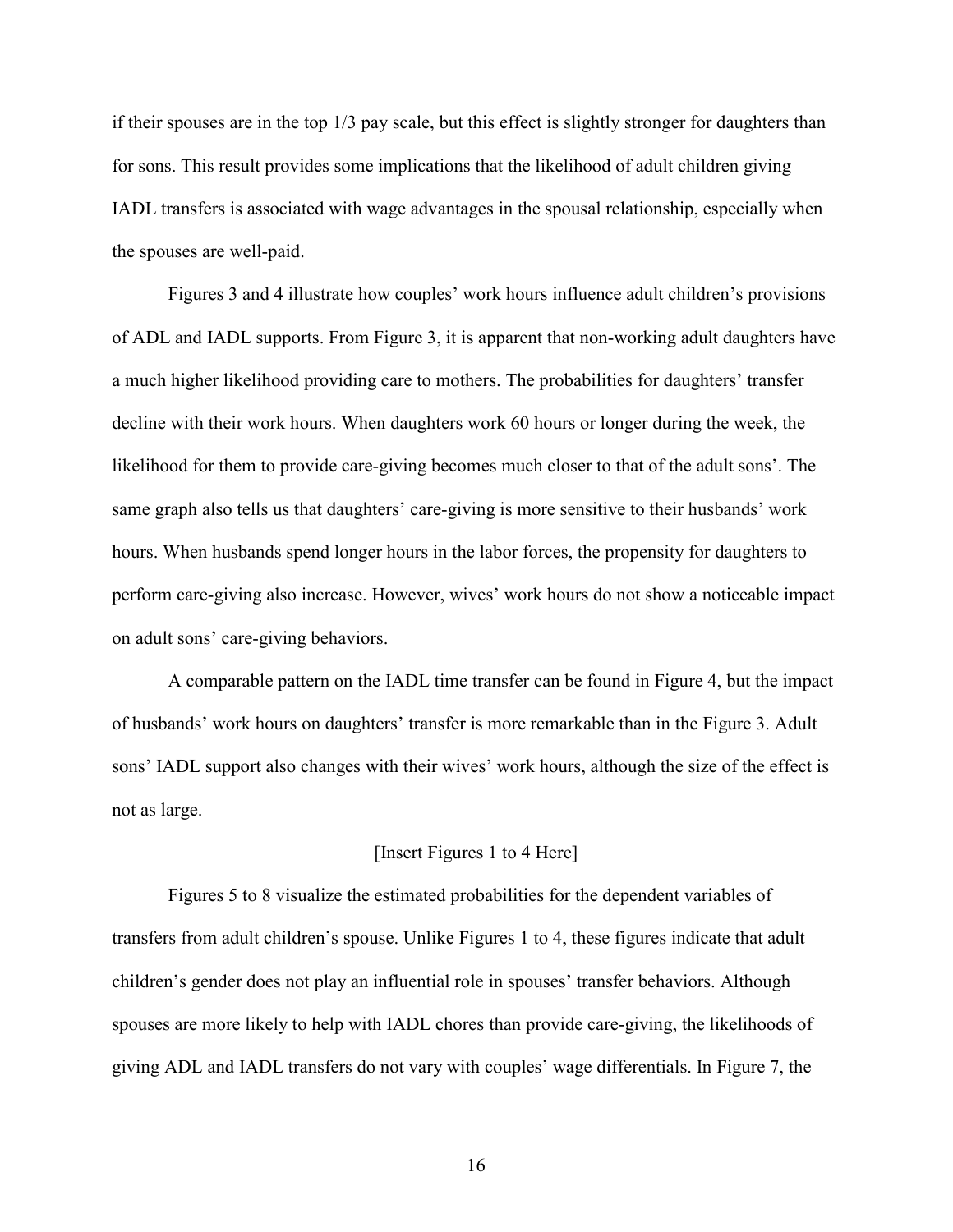if their spouses are in the top 1/3 pay scale, but this effect is slightly stronger for daughters than for sons. This result provides some implications that the likelihood of adult children giving IADL transfers is associated with wage advantages in the spousal relationship, especially when the spouses are well-paid.

Figures 3 and 4 illustrate how couples' work hours influence adult children's provisions of ADL and IADL supports. From Figure 3, it is apparent that non-working adult daughters have a much higher likelihood providing care to mothers. The probabilities for daughters' transfer decline with their work hours. When daughters work 60 hours or longer during the week, the likelihood for them to provide care-giving becomes much closer to that of the adult sons'. The same graph also tells us that daughters' care-giving is more sensitive to their husbands' work hours. When husbands spend longer hours in the labor forces, the propensity for daughters to perform care-giving also increase. However, wives' work hours do not show a noticeable impact on adult sons' care-giving behaviors.

A comparable pattern on the IADL time transfer can be found in Figure 4, but the impact of husbands' work hours on daughters' transfer is more remarkable than in the Figure 3. Adult sons' IADL support also changes with their wives' work hours, although the size of the effect is not as large.

[Insert Figures 1 to 4 Here]

Figures 5 to 8 visualize the estimated probabilities for the dependent variables of transfers from adult children's spouse. Unlike Figures 1 to 4, these figures indicate that adult children's gender does not play an influential role in spouses' transfer behaviors. Although spouses are more likely to help with IADL chores than provide care-giving, the likelihoods of giving ADL and IADL transfers do not vary with couples' wage differentials. In Figure 7, the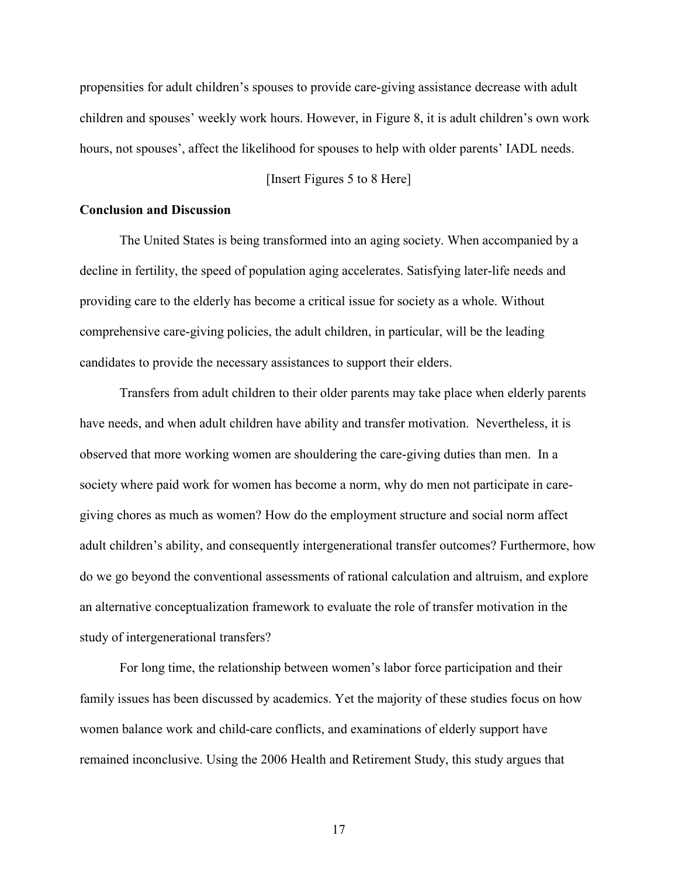propensities for adult children's spouses to provide care-giving assistance decrease with adult children and spouses' weekly work hours. However, in Figure 8, it is adult children's own work hours, not spouses', affect the likelihood for spouses to help with older parents' IADL needs.

[Insert Figures 5 to 8 Here]

**Conclusion and Discussion**

The United States is being transformed into an aging society. When accompanied by a decline in fertility, the speed of population aging accelerates. Satisfying later-life needs and providing care to the elderly has become a critical issue for society as a whole. Without comprehensive care-giving policies, the adult children, in particular, will be the leading candidates to provide the necessary assistances to support their elders.

Transfers from adult children to their older parents may take place when elderly parents have needs, and when adult children have ability and transfer motivation. Nevertheless, it is observed that more working women are shouldering the care-giving duties than men. In a society where paid work for women has become a norm, why do men not participate in care-giving chores as much as women? How do the employment structure and social norm affect adult children's ability, and consequently intergenerational transfer outcomes? Furthermore, how do we go beyond the conventional assessments of rational calculation and altruism, and explore an alternative conceptualization framework to evaluate the role of transfer motivation in the study of intergenerational transfers?

For long time, the relationship between women's labor force participation and their family issues has been discussed by academics. Yet the majority of these studies focus on how women balance work and child-care conflicts, and examinations of elderly support have remained inconclusive. Using the 2006 Health and Retirement Study, this study argues that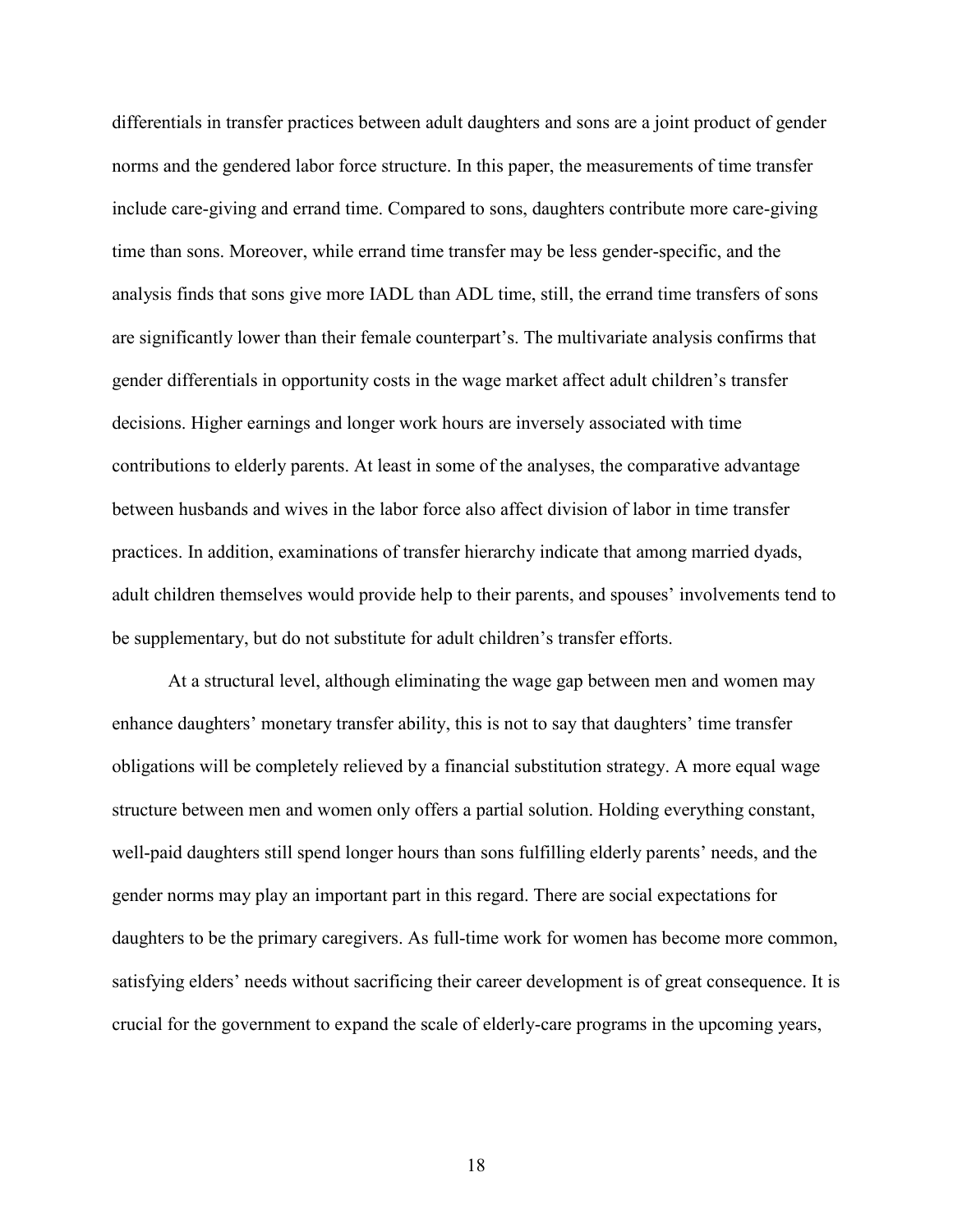differentials in transfer practices between adult daughters and sons are a joint product of gender norms and the gendered labor force structure. In this paper, the measurements of time transfer include care-giving and errand time. Compared to sons, daughters contribute more care-giving time than sons. Moreover, while errand time transfer may be less gender-specific, and the analysis finds that sons give more IADL than ADL time, still, the errand time transfers of sons are significantly lower than their female counterpart's. The multivariate analysis confirms that gender differentials in opportunity costs in the wage market affect adult children's transfer decisions. Higher earnings and longer work hours are inversely associated with time contributions to elderly parents. At least in some of the analyses, the comparative advantage between husbands and wives in the labor force also affect division of labor in time transfer practices. In addition, examinations of transfer hierarchy indicate that among married dyads, adult children themselves would provide help to their parents, and spouses' involvements tend to be supplementary, but do not substitute for adult children's transfer efforts.

At a structural level, although eliminating the wage gap between men and women may enhance daughters' monetary transfer ability, this is not to say that daughters' time transfer obligations will be completely relieved by a financial substitution strategy. A more equal wage structure between men and women only offers a partial solution. Holding everything constant, well-paid daughters still spend longer hours than sons fulfilling elderly parents' needs, and the gender norms may play an important part in this regard. There are social expectations for daughters to be the primary caregivers. As full-time work for women has become more common, satisfying elders' needs without sacrificing their career development is of great consequence. It is crucial for the government to expand the scale of elderly-care programs in the upcoming years,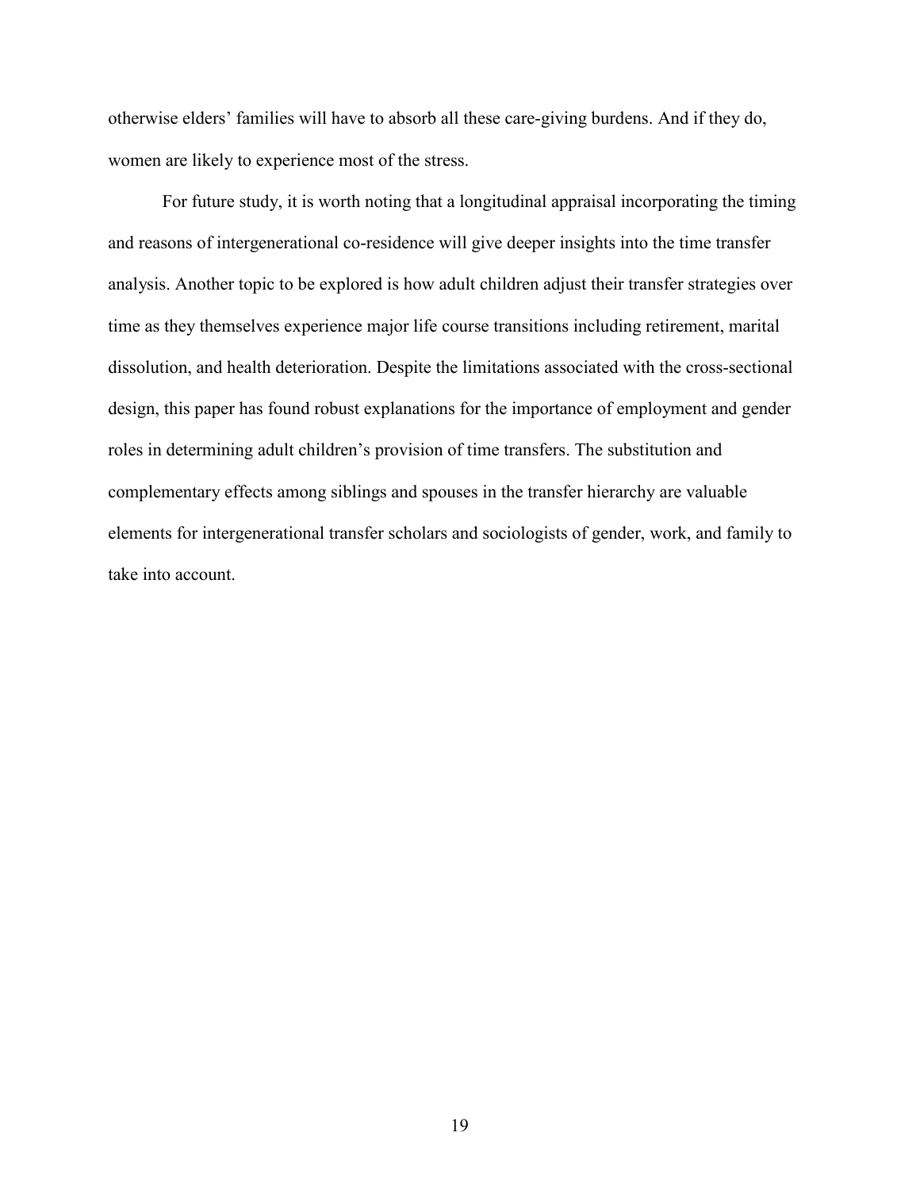otherwise elders' families will have to absorb all these care-giving burdens. And if they do, women are likely to experience most of the stress.

For future study, it is worth noting that a longitudinal appraisal incorporating the timing and reasons of intergenerational co-residence will give deeper insights into the time transfer analysis. Another topic to be explored is how adult children adjust their transfer strategies over time as they themselves experience major life course transitions including retirement, marital dissolution, and health deterioration. Despite the limitations associated with the cross-sectional design, this paper has found robust explanations for the importance of employment and gender roles in determining adult children's provision of time transfers. The substitution and complementary effects among siblings and spouses in the transfer hierarchy are valuable elements for intergenerational transfer scholars and sociologists of gender, work, and family to take into account.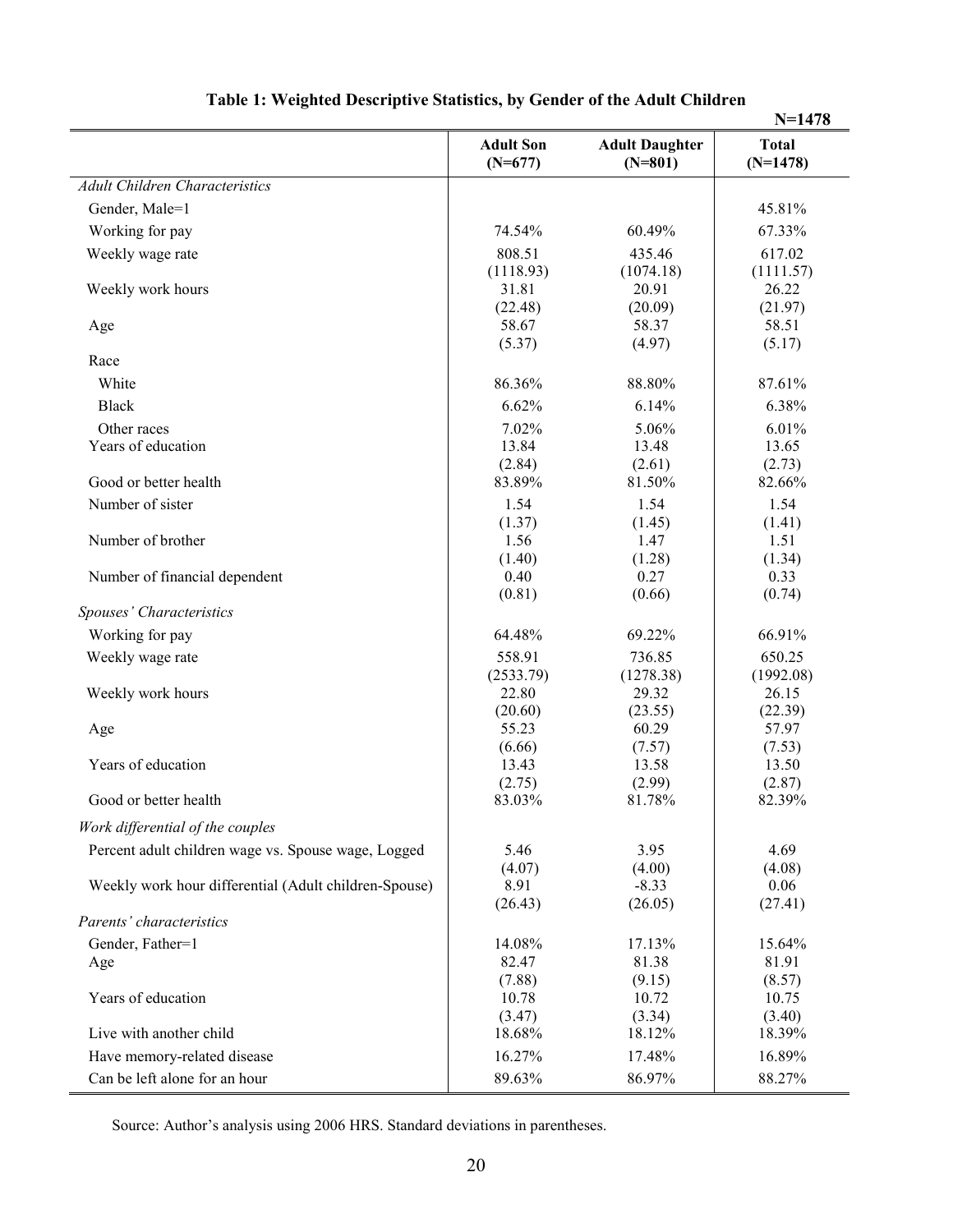**Table 1: Weighted Descriptive Statistics, by Gender of the Adult Children**

N=1478

| | Adult Son (N=677) | Adult Daughter (N=801) | Total (N=1478) |
|---|---|---|---|
| *Adult Children Characteristics* | | | |
| Gender, Male=1 | | | 45.81% |
| Working for pay | 74.54% | 60.49% | 67.33% |
| Weekly wage rate | 808.51 | 435.46 | 617.02 |
| | (1118.93) | (1074.18) | (1111.57) |
| Weekly work hours | 31.81 | 20.91 | 26.22 |
| | (22.48) | (20.09) | (21.97) |
| Age | 58.67 | 58.37 | 58.51 |
| | (5.37) | (4.97) | (5.17) |
| Race | | | |
| White | 86.36% | 88.80% | 87.61% |
| Black | 6.62% | 6.14% | 6.38% |
| Other races | 7.02% | 5.06% | 6.01% |
| Years of education | 13.84 | 13.48 | 13.65 |
| | (2.84) | (2.61) | (2.73) |
| Good or better health | 83.89% | 81.50% | 82.66% |
| Number of sister | 1.54 | 1.54 | 1.54 |
| | (1.37) | (1.45) | (1.41) |
| Number of brother | 1.56 | 1.47 | 1.51 |
| | (1.40) | (1.28) | (1.34) |
| Number of financial dependent | 0.40 | 0.27 | 0.33 |
| | (0.81) | (0.66) | (0.74) |
| *Spouses' Characteristics* | | | |
| Working for pay | 64.48% | 69.22% | 66.91% |
| Weekly wage rate | 558.91 | 736.85 | 650.25 |
| | (2533.79) | (1278.38) | (1992.08) |
| Weekly work hours | 22.80 | 29.32 | 26.15 |
| | (20.60) | (23.55) | (22.39) |
| Age | 55.23 | 60.29 | 57.97 |
| | (6.66) | (7.57) | (7.53) |
| Years of education | 13.43 | 13.58 | 13.50 |
| | (2.75) | (2.99) | (2.87) |
| Good or better health | 83.03% | 81.78% | 82.39% |
| *Work differential of the couples* | | | |
| Percent adult children wage vs. Spouse wage, Logged | 5.46 | 3.95 | 4.69 |
| | (4.07) | (4.00) | (4.08) |
| Weekly work hour differential (Adult children-Spouse) | 8.91 | -8.33 | 0.06 |
| | (26.43) | (26.05) | (27.41) |
| *Parents' characteristics* | | | |
| Gender, Father=1 | 14.08% | 17.13% | 15.64% |
| Age | 82.47 | 81.38 | 81.91 |
| | (7.88) | (9.15) | (8.57) |
| Years of education | 10.78 | 10.72 | 10.75 |
| | (3.47) | (3.34) | (3.40) |
| Live with another child | 18.68% | 18.12% | 18.39% |
| Have memory-related disease | 16.27% | 17.48% | 16.89% |
| Can be left alone for an hour | 89.63% | 86.97% | 88.27% |

Source: Author's analysis using 2006 HRS. Standard deviations in parentheses.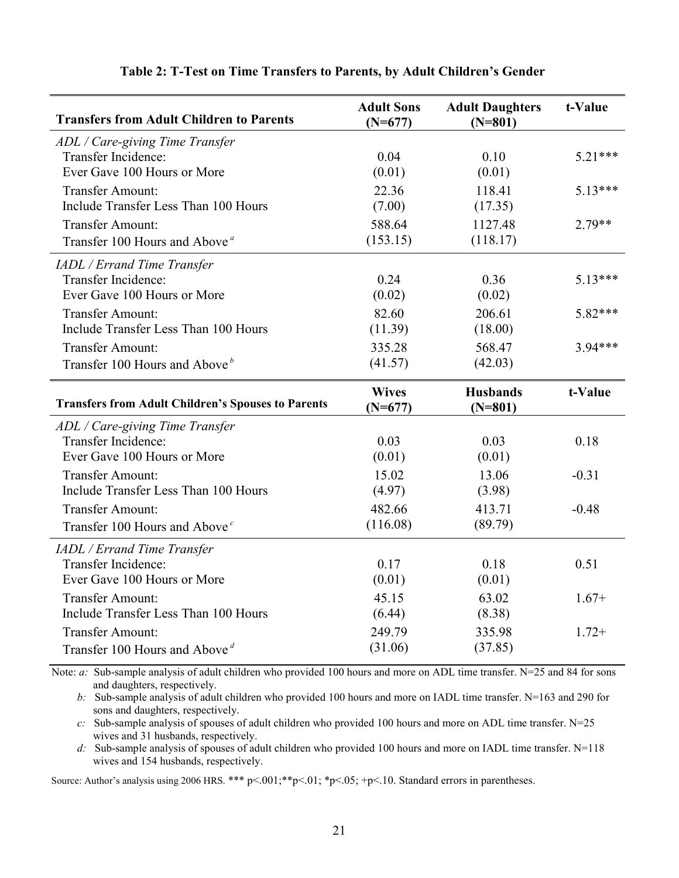**Table 2: T-Test on Time Transfers to Parents, by Adult Children's Gender**

| Transfers from Adult Children to Parents | Adult Sons (N=677) | Adult Daughters (N=801) | t-Value |
|---|---|---|---|
| *ADL / Care-giving Time Transfer* | | | |
| Transfer Incidence: Ever Gave 100 Hours or More | 0.04 (0.01) | 0.10 (0.01) | 5.21*** |
| Transfer Amount: Include Transfer Less Than 100 Hours | 22.36 (7.00) | 118.41 (17.35) | 5.13*** |
| Transfer Amount: Transfer 100 Hours and Above [a] | 588.64 (153.15) | 1127.48 (118.17) | 2.79** |
| *IADL / Errand Time Transfer* | | | |
| Transfer Incidence: Ever Gave 100 Hours or More | 0.24 (0.02) | 0.36 (0.02) | 5.13*** |
| Transfer Amount: Include Transfer Less Than 100 Hours | 82.60 (11.39) | 206.61 (18.00) | 5.82*** |
| Transfer Amount: Transfer 100 Hours and Above [b] | 335.28 (41.57) | 568.47 (42.03) | 3.94*** |
| **Transfers from Adult Children's Spouses to Parents** | **Wives (N=677)** | **Husbands (N=801)** | **t-Value** |
| *ADL / Care-giving Time Transfer* | | | |
| Transfer Incidence: Ever Gave 100 Hours or More | 0.03 (0.01) | 0.03 (0.01) | 0.18 |
| Transfer Amount: Include Transfer Less Than 100 Hours | 15.02 (4.97) | 13.06 (3.98) | -0.31 |
| Transfer Amount: Transfer 100 Hours and Above [c] | 482.66 (116.08) | 413.71 (89.79) | -0.48 |
| *IADL / Errand Time Transfer* | | | |
| Transfer Incidence: Ever Gave 100 Hours or More | 0.17 (0.01) | 0.18 (0.01) | 0.51 |
| Transfer Amount: Include Transfer Less Than 100 Hours | 45.15 (6.44) | 63.02 (8.38) | 1.67+ |
| Transfer Amount: Transfer 100 Hours and Above [d] | 249.79 (31.06) | 335.98 (37.85) | 1.72+ |

Note: *a:* Sub-sample analysis of adult children who provided 100 hours and more on ADL time transfer. N=25 and 84 for sons and daughters, respectively.

*b:* Sub-sample analysis of adult children who provided 100 hours and more on IADL time transfer. N=163 and 290 for sons and daughters, respectively.

*c:* Sub-sample analysis of spouses of adult children who provided 100 hours and more on ADL time transfer. N=25 wives and 31 husbands, respectively.

*d:* Sub-sample analysis of spouses of adult children who provided 100 hours and more on IADL time transfer. N=118 wives and 154 husbands, respectively.

Source: Author's analysis using 2006 HRS. *** $p<.001$; ** $p<.01$; * $p<.05$; + $p<.10$. Standard errors in parentheses.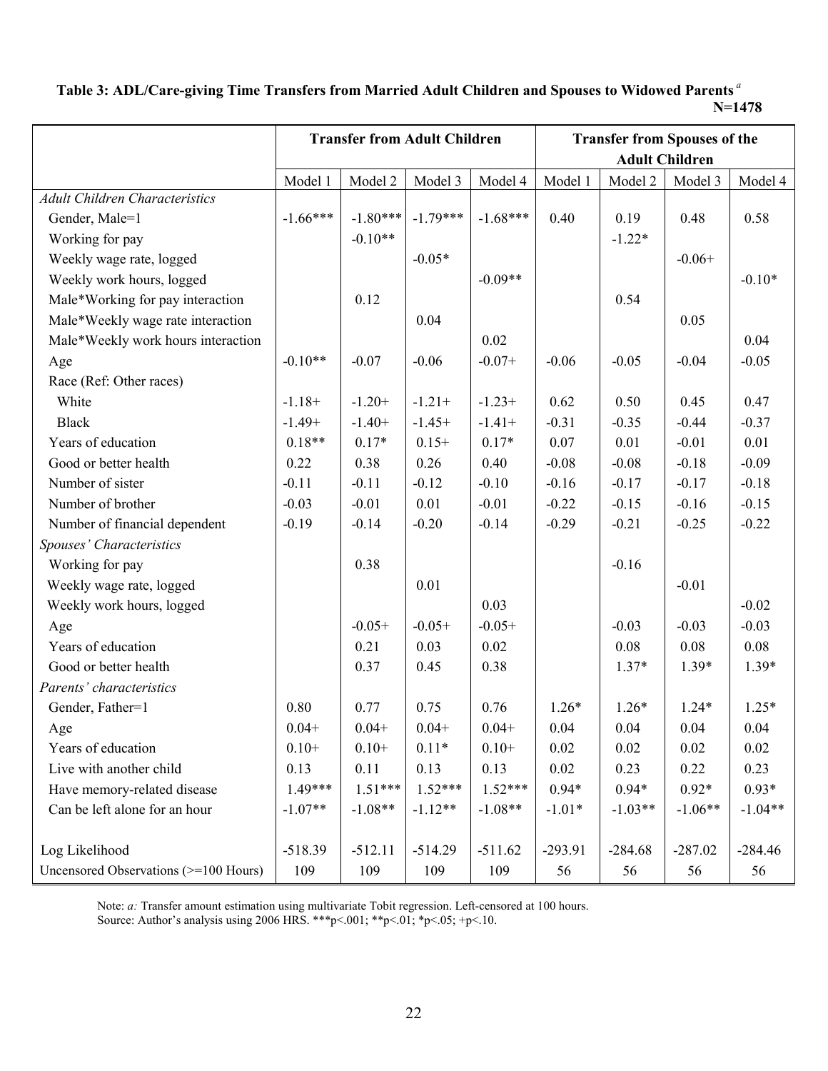**Table 3: ADL/Care-giving Time Transfers from Married Adult Children and Spouses to Widowed Parents** [a]

**N=1478**

| | Transfer from Adult Children | | | | Transfer from Spouses of the Adult Children | | | |
|---|---|---|---|---|---|---|---|---|
| | Model 1 | Model 2 | Model 3 | Model 4 | Model 1 | Model 2 | Model 3 | Model 4 |
| *Adult Children Characteristics* | | | | | | | | |
| Gender, Male=1 | -1.66*** | -1.80*** | -1.79*** | -1.68*** | 0.40 | 0.19 | 0.48 | 0.58 |
| Working for pay | | -0.10** | | | | -1.22* | | |
| Weekly wage rate, logged | | | -0.05* | | | | -0.06+ | |
| Weekly work hours, logged | | | | -0.09** | | | | -0.10* |
| Male*Working for pay interaction | | 0.12 | | | | 0.54 | | |
| Male*Weekly wage rate interaction | | | 0.04 | | | | 0.05 | |
| Male*Weekly work hours interaction | | | | 0.02 | | | | 0.04 |
| Age | -0.10** | -0.07 | -0.06 | -0.07+ | -0.06 | -0.05 | -0.04 | -0.05 |
| Race (Ref: Other races) | | | | | | | | |
| White | -1.18+ | -1.20+ | -1.21+ | -1.23+ | 0.62 | 0.50 | 0.45 | 0.47 |
| Black | -1.49+ | -1.40+ | -1.45+ | -1.41+ | -0.31 | -0.35 | -0.44 | -0.37 |
| Years of education | 0.18** | 0.17* | 0.15+ | 0.17* | 0.07 | 0.01 | -0.01 | 0.01 |
| Good or better health | 0.22 | 0.38 | 0.26 | 0.40 | -0.08 | -0.08 | -0.18 | -0.09 |
| Number of sister | -0.11 | -0.11 | -0.12 | -0.10 | -0.16 | -0.17 | -0.17 | -0.18 |
| Number of brother | -0.03 | -0.01 | 0.01 | -0.01 | -0.22 | -0.15 | -0.16 | -0.15 |
| Number of financial dependent | -0.19 | -0.14 | -0.20 | -0.14 | -0.29 | -0.21 | -0.25 | -0.22 |
| *Spouses' Characteristics* | | | | | | | | |
| Working for pay | | 0.38 | | | | -0.16 | | |
| Weekly wage rate, logged | | | 0.01 | | | | -0.01 | |
| Weekly work hours, logged | | | | 0.03 | | | | -0.02 |
| Age | | -0.05+ | -0.05+ | -0.05+ | | -0.03 | -0.03 | -0.03 |
| Years of education | | 0.21 | 0.03 | 0.02 | | 0.08 | 0.08 | 0.08 |
| Good or better health | | 0.37 | 0.45 | 0.38 | | 1.37* | 1.39* | 1.39* |
| *Parents' characteristics* | | | | | | | | |
| Gender, Father=1 | 0.80 | 0.77 | 0.75 | 0.76 | 1.26* | 1.26* | 1.24* | 1.25* |
| Age | 0.04+ | 0.04+ | 0.04+ | 0.04+ | 0.04 | 0.04 | 0.04 | 0.04 |
| Years of education | 0.10+ | 0.10+ | 0.11* | 0.10+ | 0.02 | 0.02 | 0.02 | 0.02 |
| Live with another child | 0.13 | 0.11 | 0.13 | 0.13 | 0.02 | 0.23 | 0.22 | 0.23 |
| Have memory-related disease | 1.49*** | 1.51*** | 1.52*** | 1.52*** | 0.94* | 0.94* | 0.92* | 0.93* |
| Can be left alone for an hour | -1.07** | -1.08** | -1.12** | -1.08** | -1.01* | -1.03** | -1.06** | -1.04** |
| Log Likelihood | -518.39 | -512.11 | -514.29 | -511.62 | -293.91 | -284.68 | -287.02 | -284.46 |
| Uncensored Observations (>=100 Hours) | 109 | 109 | 109 | 109 | 56 | 56 | 56 | 56 |

Note: *a:* Transfer amount estimation using multivariate Tobit regression. Left-censored at 100 hours.
Source: Author's analysis using 2006 HRS. ***p<.001; **p<.01; *p<.05; +p<.10.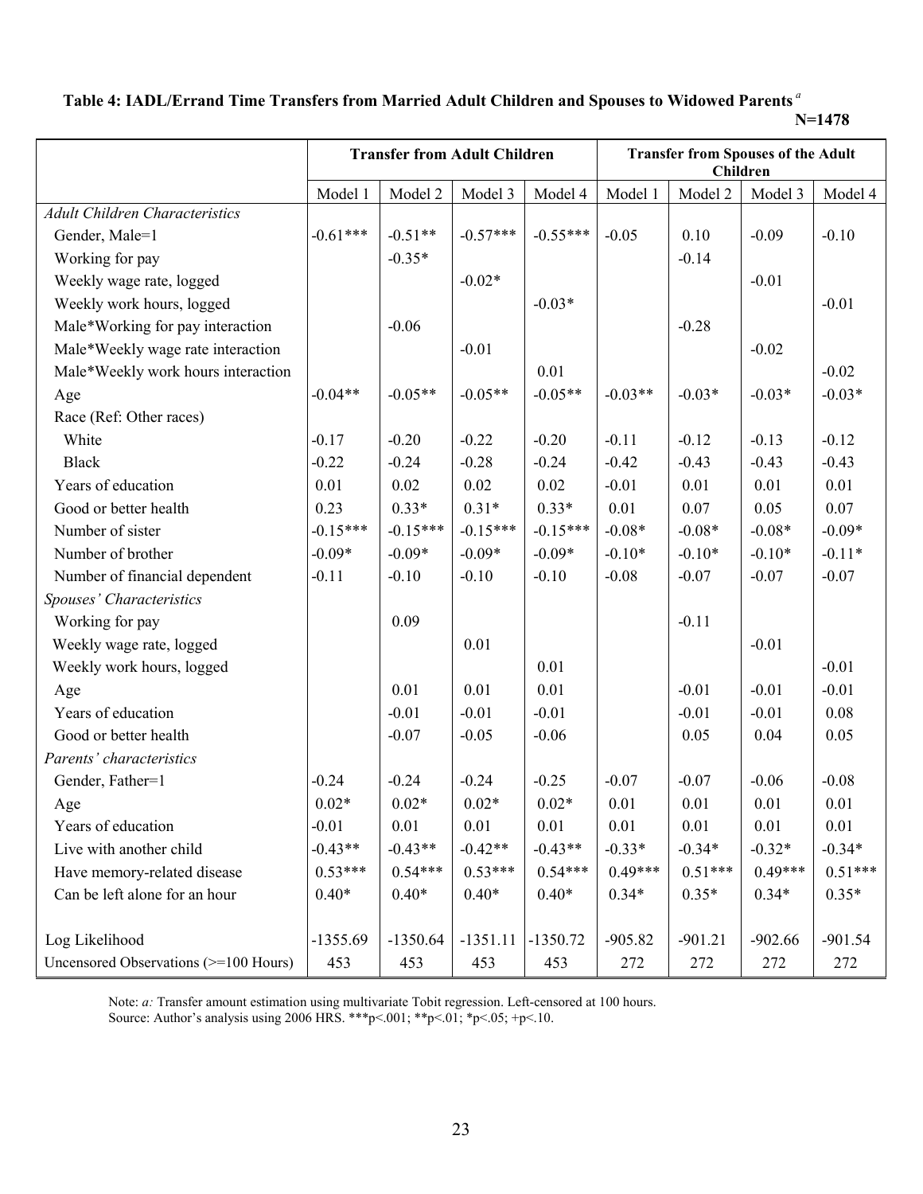**Table 4: IADL/Errand Time Transfers from Married Adult Children and Spouses to Widowed Parents** [a]

**N=1478**

| | Transfer from Adult Children | | | | Transfer from Spouses of the Adult Children | | | |
|---|---|---|---|---|---|---|---|---|
| | Model 1 | Model 2 | Model 3 | Model 4 | Model 1 | Model 2 | Model 3 | Model 4 |
| *Adult Children Characteristics* | | | | | | | | |
| Gender, Male=1 | -0.61*** | -0.51** | -0.57*** | -0.55*** | -0.05 | 0.10 | -0.09 | -0.10 |
| Working for pay | | -0.35* | | | | -0.14 | | |
| Weekly wage rate, logged | | | -0.02* | | | | -0.01 | |
| Weekly work hours, logged | | | | -0.03* | | | | -0.01 |
| Male*Working for pay interaction | | -0.06 | | | | -0.28 | | |
| Male*Weekly wage rate interaction | | | -0.01 | | | | -0.02 | |
| Male*Weekly work hours interaction | | | | 0.01 | | | | -0.02 |
| Age | -0.04** | -0.05** | -0.05** | -0.05** | -0.03** | -0.03* | -0.03* | -0.03* |
| Race (Ref: Other races) | | | | | | | | |
| White | -0.17 | -0.20 | -0.22 | -0.20 | -0.11 | -0.12 | -0.13 | -0.12 |
| Black | -0.22 | -0.24 | -0.28 | -0.24 | -0.42 | -0.43 | -0.43 | -0.43 |
| Years of education | 0.01 | 0.02 | 0.02 | 0.02 | -0.01 | 0.01 | 0.01 | 0.01 |
| Good or better health | 0.23 | 0.33* | 0.31* | 0.33* | 0.01 | 0.07 | 0.05 | 0.07 |
| Number of sister | -0.15*** | -0.15*** | -0.15*** | -0.15*** | -0.08* | -0.08* | -0.08* | -0.09* |
| Number of brother | -0.09* | -0.09* | -0.09* | -0.09* | -0.10* | -0.10* | -0.10* | -0.11* |
| Number of financial dependent | -0.11 | -0.10 | -0.10 | -0.10 | -0.08 | -0.07 | -0.07 | -0.07 |
| *Spouses' Characteristics* | | | | | | | | |
| Working for pay | | 0.09 | | | | -0.11 | | |
| Weekly wage rate, logged | | | 0.01 | | | | -0.01 | |
| Weekly work hours, logged | | | | 0.01 | | | | -0.01 |
| Age | | 0.01 | 0.01 | 0.01 | | -0.01 | -0.01 | -0.01 |
| Years of education | | -0.01 | -0.01 | -0.01 | | -0.01 | -0.01 | 0.08 |
| Good or better health | | -0.07 | -0.05 | -0.06 | | 0.05 | 0.04 | 0.05 |
| *Parents' characteristics* | | | | | | | | |
| Gender, Father=1 | -0.24 | -0.24 | -0.24 | -0.25 | -0.07 | -0.07 | -0.06 | -0.08 |
| Age | 0.02* | 0.02* | 0.02* | 0.02* | 0.01 | 0.01 | 0.01 | 0.01 |
| Years of education | -0.01 | 0.01 | 0.01 | 0.01 | 0.01 | 0.01 | 0.01 | 0.01 |
| Live with another child | -0.43** | -0.43** | -0.42** | -0.43** | -0.33* | -0.34* | -0.32* | -0.34* |
| Have memory-related disease | 0.53*** | 0.54*** | 0.53*** | 0.54*** | 0.49*** | 0.51*** | 0.49*** | 0.51*** |
| Can be left alone for an hour | 0.40* | 0.40* | 0.40* | 0.40* | 0.34* | 0.35* | 0.34* | 0.35* |
| Log Likelihood | -1355.69 | -1350.64 | -1351.11 | -1350.72 | -905.82 | -901.21 | -902.66 | -901.54 |
| Uncensored Observations (>=100 Hours) | 453 | 453 | 453 | 453 | 272 | 272 | 272 | 272 |

Note: *a:* Transfer amount estimation using multivariate Tobit regression. Left-censored at 100 hours.
Source: Author's analysis using 2006 HRS. ***p<.001; **p<.01; *p<.05; +p<.10.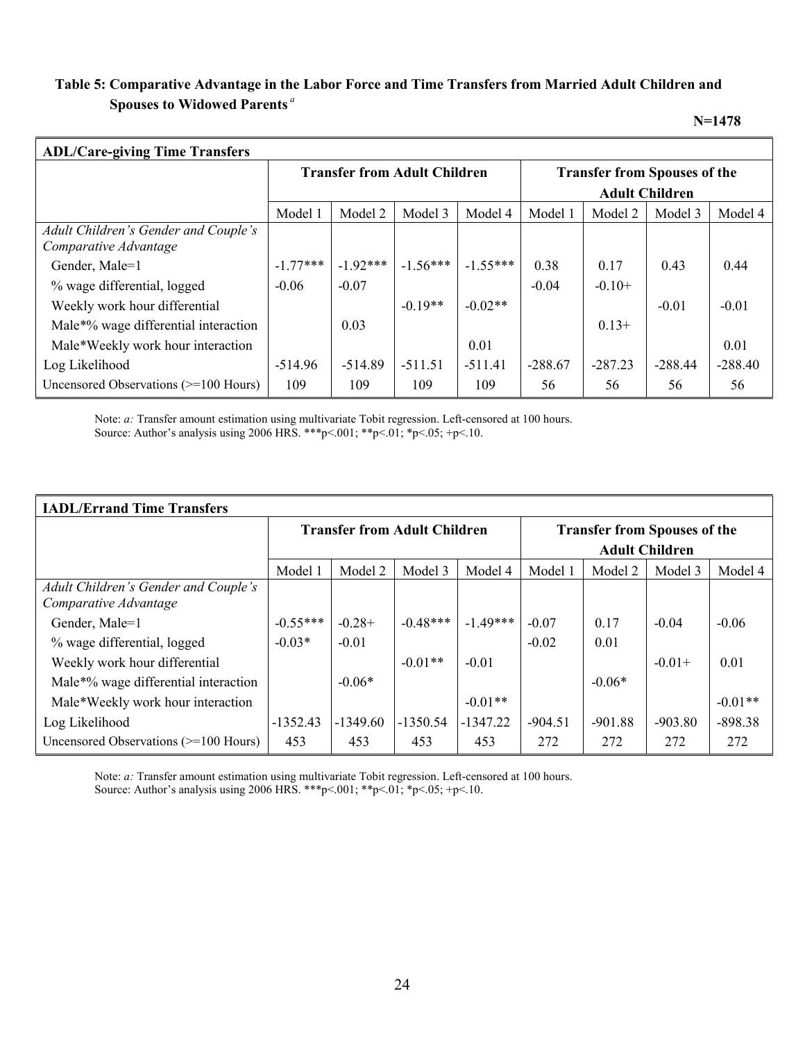**Table 5: Comparative Advantage in the Labor Force and Time Transfers from Married Adult Children and Spouses to Widowed Parents** [a]

**N=1478**

| **ADL/Care-giving Time Transfers** | | | | | | | | |
|---|---|---|---|---|---|---|---|---|
| | **Transfer from Adult Children** | | | | **Transfer from Spouses of the Adult Children** | | | |
| | Model 1 | Model 2 | Model 3 | Model 4 | Model 1 | Model 2 | Model 3 | Model 4 |
| *Adult Children's Gender and Couple's Comparative Advantage* | | | | | | | | |
| Gender, Male=1 | -1.77*** | -1.92*** | -1.56*** | -1.55*** | 0.38 | 0.17 | 0.43 | 0.44 |
| % wage differential, logged | -0.06 | -0.07 | | | -0.04 | -0.10+ | | |
| Weekly work hour differential | | | -0.19** | -0.02** | | | -0.01 | -0.01 |
| Male*% wage differential interaction | | 0.03 | | | | 0.13+ | | |
| Male*Weekly work hour interaction | | | | 0.01 | | | | 0.01 |
| Log Likelihood | -514.96 | -514.89 | -511.51 | -511.41 | -288.67 | -287.23 | -288.44 | -288.40 |
| Uncensored Observations (>=100 Hours) | 109 | 109 | 109 | 109 | 56 | 56 | 56 | 56 |

Note: *a:* Transfer amount estimation using multivariate Tobit regression. Left-censored at 100 hours.
Source: Author's analysis using 2006 HRS. ***p<.001; **p<.01; *p<.05; +p<.10.

| **IADL/Errand Time Transfers** | | | | | | | | |
|---|---|---|---|---|---|---|---|---|
| | **Transfer from Adult Children** | | | | **Transfer from Spouses of the Adult Children** | | | |
| | Model 1 | Model 2 | Model 3 | Model 4 | Model 1 | Model 2 | Model 3 | Model 4 |
| *Adult Children's Gender and Couple's Comparative Advantage* | | | | | | | | |
| Gender, Male=1 | -0.55*** | -0.28+ | -0.48*** | -1.49*** | -0.07 | 0.17 | -0.04 | -0.06 |
| % wage differential, logged | -0.03* | -0.01 | | | -0.02 | 0.01 | | |
| Weekly work hour differential | | | -0.01** | -0.01 | | | -0.01+ | 0.01 |
| Male*% wage differential interaction | | -0.06* | | | | -0.06* | | |
| Male*Weekly work hour interaction | | | | -0.01** | | | | -0.01** |
| Log Likelihood | -1352.43 | -1349.60 | -1350.54 | -1347.22 | -904.51 | -901.88 | -903.80 | -898.38 |
| Uncensored Observations (>=100 Hours) | 453 | 453 | 453 | 453 | 272 | 272 | 272 | 272 |

Note: *a:* Transfer amount estimation using multivariate Tobit regression. Left-censored at 100 hours.
Source: Author's analysis using 2006 HRS. ***p<.001; **p<.01; *p<.05; +p<.10.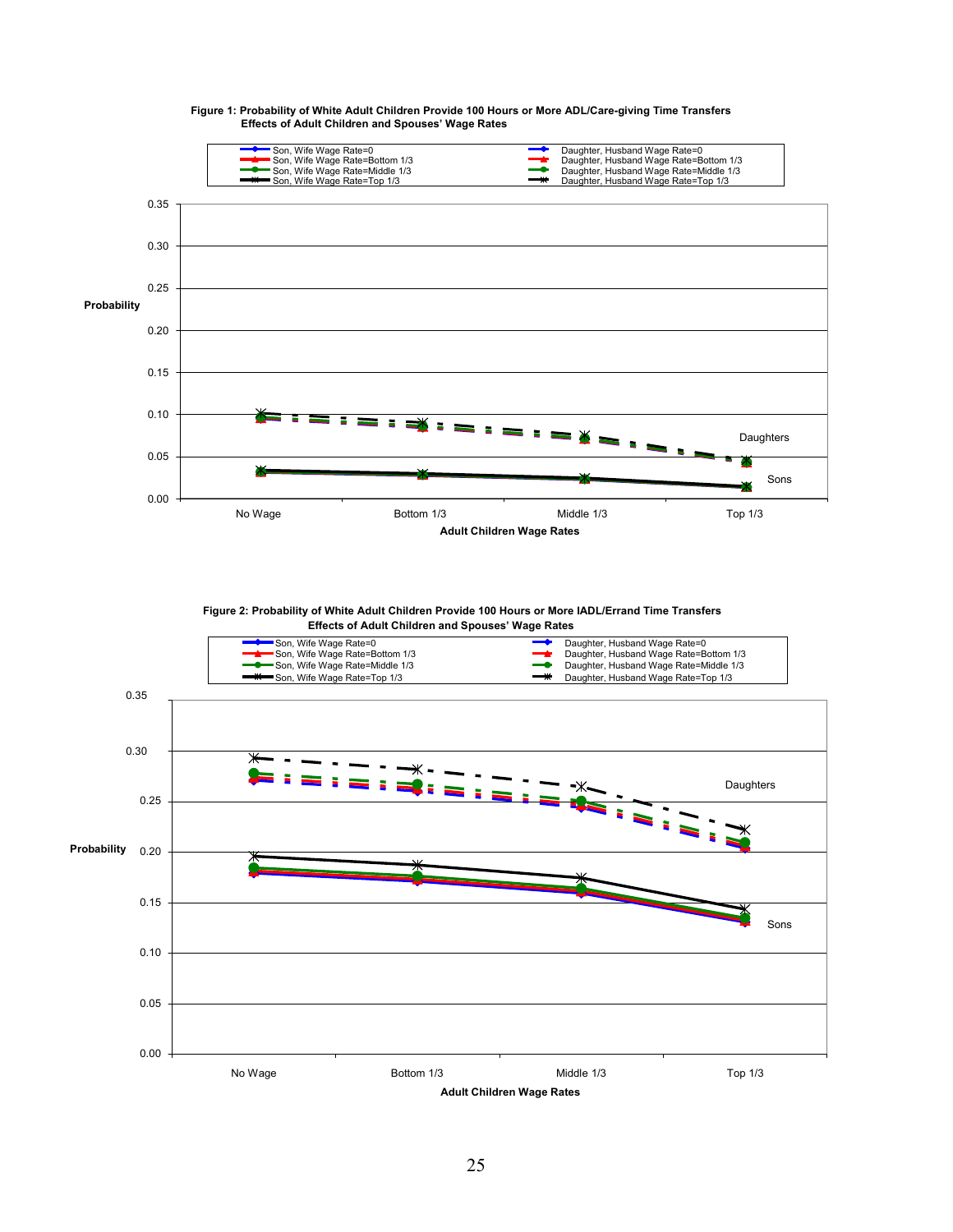**Figure 1: Probability of White Adult Children Provide 100 Hours or More ADL/Care-giving Time Transfers**
**Effects of Adult Children and Spouses' Wage Rates**

- Son, Wife Wage Rate=0
- Son, Wife Wage Rate=Bottom 1/3
- Son, Wife Wage Rate=Middle 1/3
- Son, Wife Wage Rate=Top 1/3
- Daughter, Husband Wage Rate=0
- Daughter, Husband Wage Rate=Bottom 1/3
- Daughter, Husband Wage Rate=Middle 1/3
- Daughter, Husband Wage Rate=Top 1/3

Probability: 0.00, 0.05, 0.10, 0.15, 0.20, 0.25, 0.30, 0.35

Daughters

Sons

No Wage | Bottom 1/3 | Middle 1/3 | Top 1/3

**Adult Children Wage Rates**

**Figure 2: Probability of White Adult Children Provide 100 Hours or More IADL/Errand Time Transfers**
**Effects of Adult Children and Spouses' Wage Rates**

- Son, Wife Wage Rate=0
- Son, Wife Wage Rate=Bottom 1/3
- Son, Wife Wage Rate=Middle 1/3
- Son, Wife Wage Rate=Top 1/3
- Daughter, Husband Wage Rate=0
- Daughter, Husband Wage Rate=Bottom 1/3
- Daughter, Husband Wage Rate=Middle 1/3
- Daughter, Husband Wage Rate=Top 1/3

Probability: 0.00, 0.05, 0.10, 0.15, 0.20, 0.25, 0.30, 0.35

Daughters

Sons

No Wage | Bottom 1/3 | Middle 1/3 | Top 1/3

**Adult Children Wage Rates**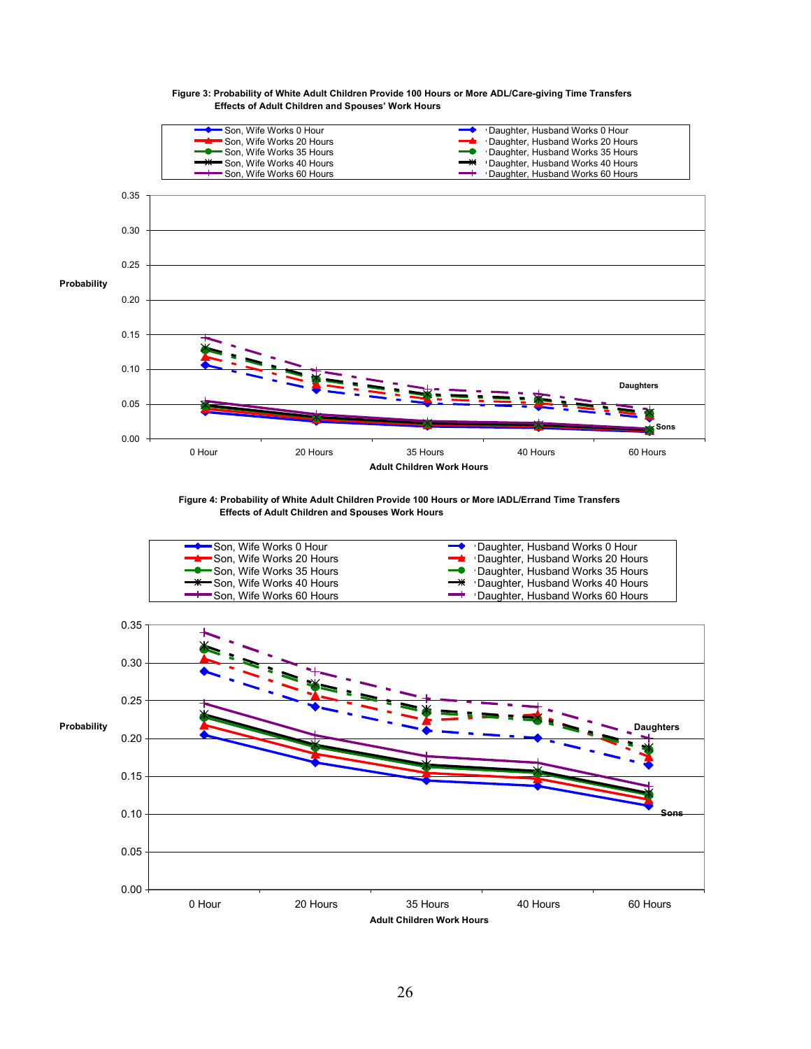**Figure 3: Probability of White Adult Children Provide 100 Hours or More ADL/Care-giving Time Transfers Effects of Adult Children and Spouses' Work Hours**

**Figure 4: Probability of White Adult Children Provide 100 Hours or More IADL/Errand Time Transfers Effects of Adult Children and Spouses Work Hours**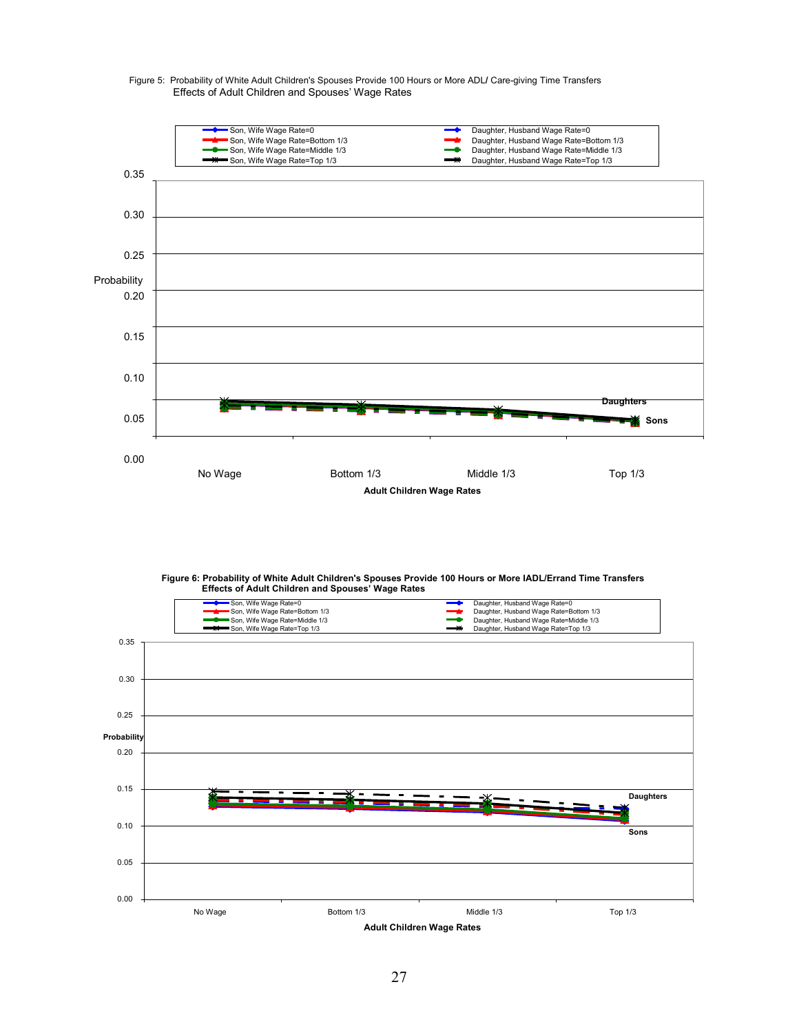Figure 5: Probability of White Adult Children's Spouses Provide 100 Hours or More ADL/ Care-giving Time Transfers
Effects of Adult Children and Spouses' Wage Rates

Legend:
- Son, Wife Wage Rate=0
- Son, Wife Wage Rate=Bottom 1/3
- Son, Wife Wage Rate=Middle 1/3
- Son, Wife Wage Rate=Top 1/3
- Daughter, Husband Wage Rate=0
- Daughter, Husband Wage Rate=Bottom 1/3
- Daughter, Husband Wage Rate=Middle 1/3
- Daughter, Husband Wage Rate=Top 1/3

Probability: 0.00, 0.05, 0.10, 0.15, 0.20, 0.25, 0.30, 0.35

Daughters

Sons

No Wage | Bottom 1/3 | Middle 1/3 | Top 1/3

**Adult Children Wage Rates**

**Figure 6: Probability of White Adult Children's Spouses Provide 100 Hours or More IADL/Errand Time Transfers**
**Effects of Adult Children and Spouses' Wage Rates**

Legend:
- Son, Wife Wage Rate=0
- Son, Wife Wage Rate=Bottom 1/3
- Son, Wife Wage Rate=Middle 1/3
- Son, Wife Wage Rate=Top 1/3
- Daughter, Husband Wage Rate=0
- Daughter, Husband Wage Rate=Bottom 1/3
- Daughter, Husband Wage Rate=Middle 1/3
- Daughter, Husband Wage Rate=Top 1/3

**Probability**: 0.00, 0.05, 0.10, 0.15, 0.20, 0.25, 0.30, 0.35

**Daughters**

**Sons**

No Wage | Bottom 1/3 | Middle 1/3 | Top 1/3

**Adult Children Wage Rates**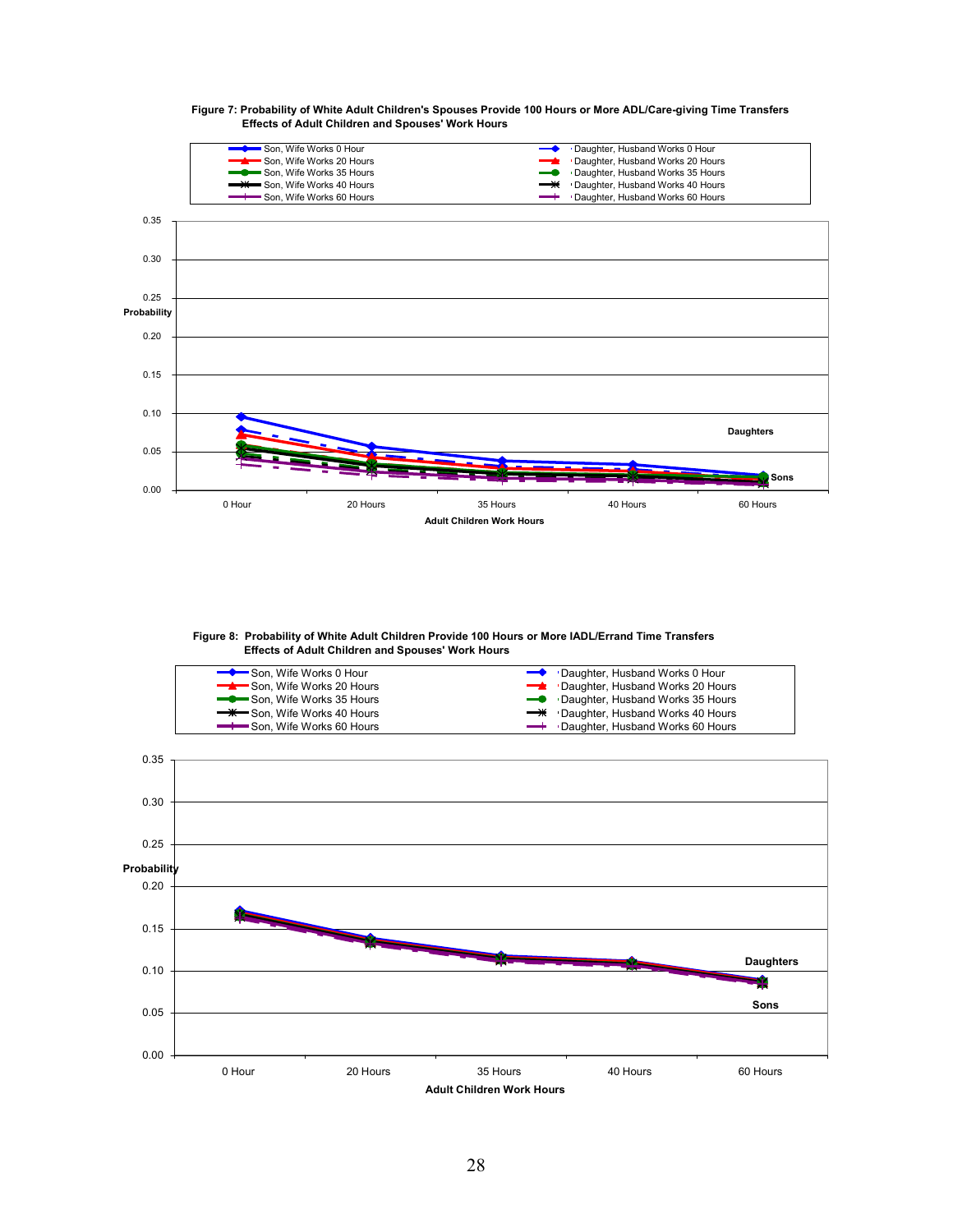**Figure 7: Probability of White Adult Children's Spouses Provide 100 Hours or More ADL/Care-giving Time Transfers Effects of Adult Children and Spouses' Work Hours**

**Figure 8: Probability of White Adult Children Provide 100 Hours or More IADL/Errand Time Transfers Effects of Adult Children and Spouses' Work Hours**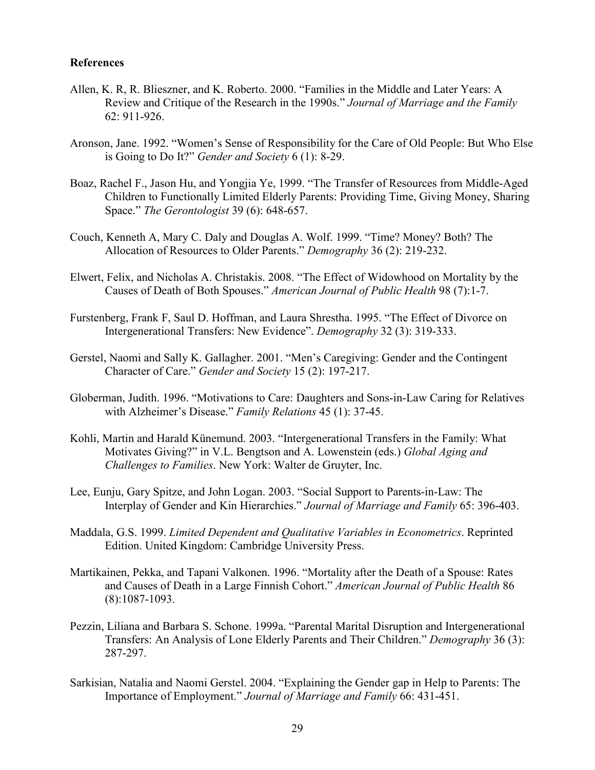**References**

Allen, K. R, R. Blieszner, and K. Roberto. 2000. "Families in the Middle and Later Years: A Review and Critique of the Research in the 1990s." *Journal of Marriage and the Family* 62: 911-926.

Aronson, Jane. 1992. "Women's Sense of Responsibility for the Care of Old People: But Who Else is Going to Do It?" *Gender and Society* 6 (1): 8-29.

Boaz, Rachel F., Jason Hu, and Yongjia Ye, 1999. "The Transfer of Resources from Middle-Aged Children to Functionally Limited Elderly Parents: Providing Time, Giving Money, Sharing Space." *The Gerontologist* 39 (6): 648-657.

Couch, Kenneth A, Mary C. Daly and Douglas A. Wolf. 1999. "Time? Money? Both? The Allocation of Resources to Older Parents." *Demography* 36 (2): 219-232.

Elwert, Felix, and Nicholas A. Christakis. 2008. "The Effect of Widowhood on Mortality by the Causes of Death of Both Spouses." *American Journal of Public Health* 98 (7):1-7.

Furstenberg, Frank F, Saul D. Hoffman, and Laura Shrestha. 1995. "The Effect of Divorce on Intergenerational Transfers: New Evidence". *Demography* 32 (3): 319-333.

Gerstel, Naomi and Sally K. Gallagher. 2001. "Men's Caregiving: Gender and the Contingent Character of Care." *Gender and Society* 15 (2): 197-217.

Globerman, Judith. 1996. "Motivations to Care: Daughters and Sons-in-Law Caring for Relatives with Alzheimer's Disease." *Family Relations* 45 (1): 37-45.

Kohli, Martin and Harald Künemund. 2003. "Intergenerational Transfers in the Family: What Motivates Giving?" in V.L. Bengtson and A. Lowenstein (eds.) *Global Aging and Challenges to Families*. New York: Walter de Gruyter, Inc.

Lee, Eunju, Gary Spitze, and John Logan. 2003. "Social Support to Parents-in-Law: The Interplay of Gender and Kin Hierarchies." *Journal of Marriage and Family* 65: 396-403.

Maddala, G.S. 1999. *Limited Dependent and Qualitative Variables in Econometrics*. Reprinted Edition. United Kingdom: Cambridge University Press.

Martikainen, Pekka, and Tapani Valkonen. 1996. "Mortality after the Death of a Spouse: Rates and Causes of Death in a Large Finnish Cohort." *American Journal of Public Health* 86 (8):1087-1093.

Pezzin, Liliana and Barbara S. Schone. 1999a. "Parental Marital Disruption and Intergenerational Transfers: An Analysis of Lone Elderly Parents and Their Children." *Demography* 36 (3): 287-297.

Sarkisian, Natalia and Naomi Gerstel. 2004. "Explaining the Gender gap in Help to Parents: The Importance of Employment." *Journal of Marriage and Family* 66: 431-451.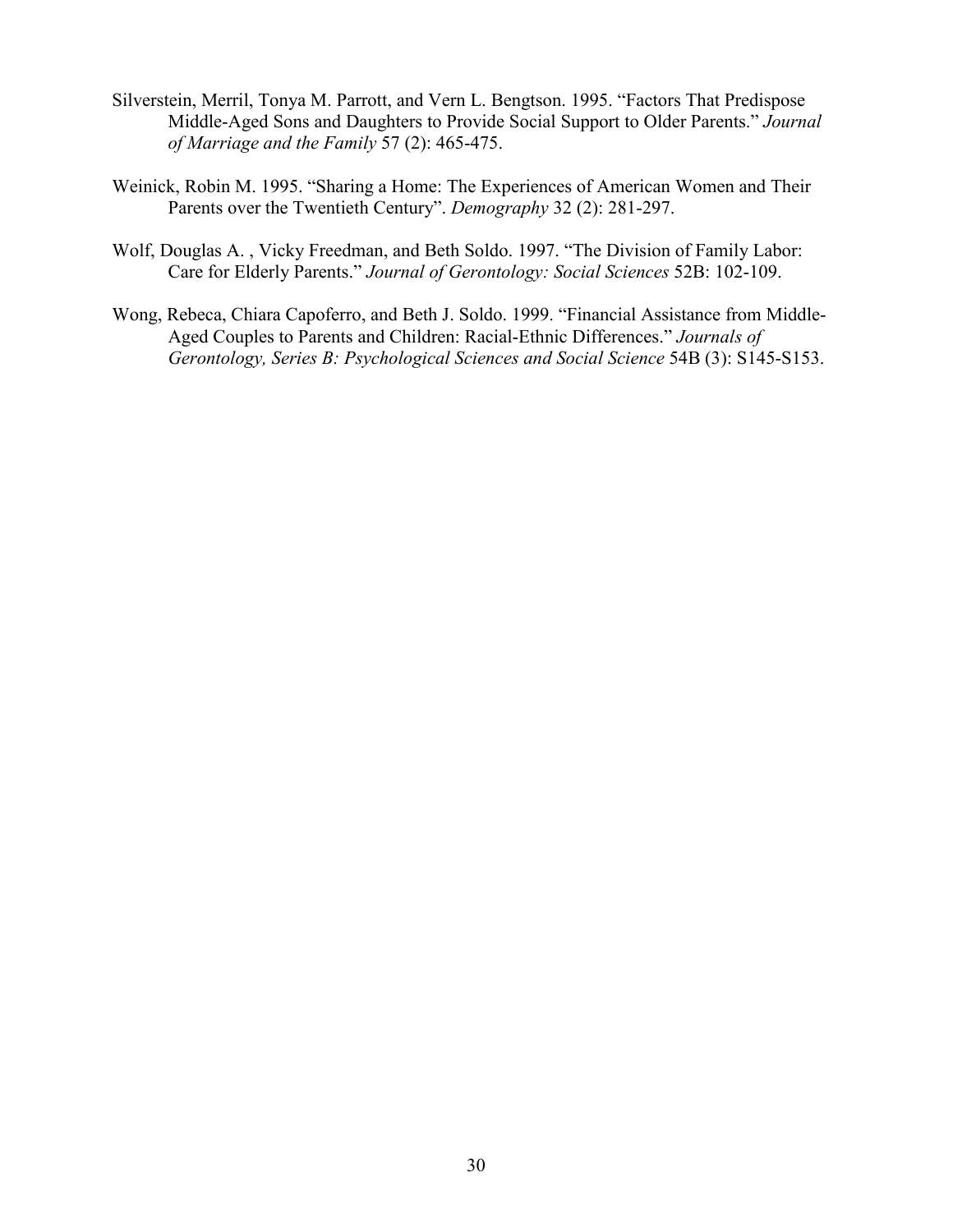Silverstein, Merril, Tonya M. Parrott, and Vern L. Bengtson. 1995. “Factors That Predispose Middle-Aged Sons and Daughters to Provide Social Support to Older Parents.” *Journal of Marriage and the Family* 57 (2): 465-475.

Weinick, Robin M. 1995. “Sharing a Home: The Experiences of American Women and Their Parents over the Twentieth Century”. *Demography* 32 (2): 281-297.

Wolf, Douglas A. , Vicky Freedman, and Beth Soldo. 1997. “The Division of Family Labor: Care for Elderly Parents.” *Journal of Gerontology: Social Sciences* 52B: 102-109.

Wong, Rebeca, Chiara Capoferro, and Beth J. Soldo. 1999. “Financial Assistance from Middle-Aged Couples to Parents and Children: Racial-Ethnic Differences.” *Journals of Gerontology, Series B: Psychological Sciences and Social Science* 54B (3): S145-S153.